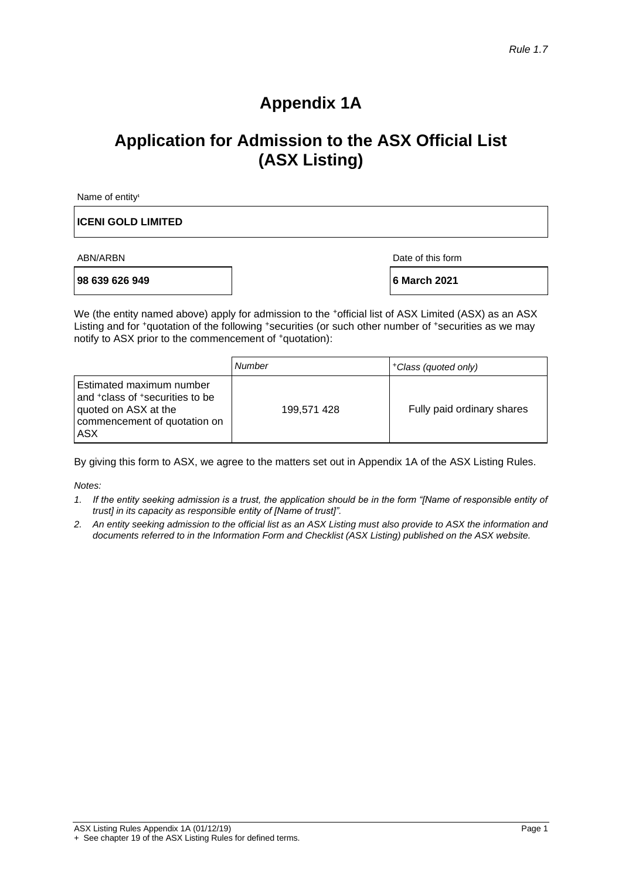*Rule 1.7*

# Appendix 1A

## Application for Admission to the ASX Official List (ASX Listing)

Name of entity[1]

**ICENI GOLD LIMITED**

ABN/ARBN

**98 639 626 949**

Date of this form

**6 March 2021**

We (the entity named above) apply for admission to the +official list of ASX Limited (ASX) as an ASX Listing and for +quotation of the following +securities (or such other number of +securities as we may notify to ASX prior to the commencement of +quotation):

| | *Number* | *+Class (quoted only)* |
|---|---|---|
| Estimated maximum number and +class of +securities to be quoted on ASX at the commencement of quotation on ASX | 199,571 428 | Fully paid ordinary shares |

By giving this form to ASX, we agree to the matters set out in Appendix 1A of the ASX Listing Rules.

*Notes:*

1. *If the entity seeking admission is a trust, the application should be in the form "[Name of responsible entity of trust] in its capacity as responsible entity of [Name of trust]".*
2. *An entity seeking admission to the official list as an ASX Listing must also provide to ASX the information and documents referred to in the Information Form and Checklist (ASX Listing) published on the ASX website.*

ASX Listing Rules Appendix 1A (01/12/19)

+ See chapter 19 of the ASX Listing Rules for defined terms.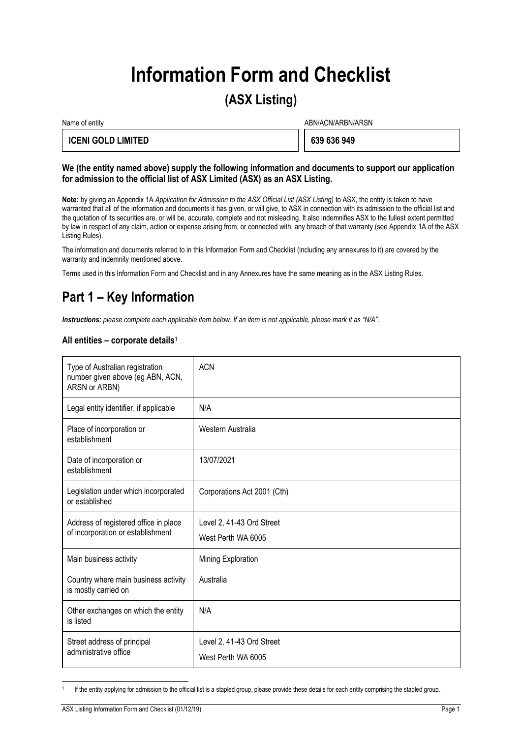# Information Form and Checklist

## (ASX Listing)

| Name of entity | ABN/ACN/ARBN/ARSN |
|---|---|
| **ICENI GOLD LIMITED** | **639 636 949** |

**We (the entity named above) supply the following information and documents to support our application for admission to the official list of ASX Limited (ASX) as an ASX Listing.**

**Note:** by giving an Appendix 1A *Application for Admission to the ASX Official List (ASX Listing)* to ASX, the entity is taken to have warranted that all of the information and documents it has given, or will give, to ASX in connection with its admission to the official list and the quotation of its securities are, or will be, accurate, complete and not misleading. It also indemnifies ASX to the fullest extent permitted by law in respect of any claim, action or expense arising from, or connected with, any breach of that warranty (see Appendix 1A of the ASX Listing Rules).

The information and documents referred to in this Information Form and Checklist (including any annexures to it) are covered by the warranty and indemnity mentioned above.

Terms used in this Information Form and Checklist and in any Annexures have the same meaning as in the ASX Listing Rules.

# Part 1 – Key Information

***Instructions:** please complete each applicable item below. If an item is not applicable, please mark it as "N/A".*

### All entities – corporate details[1]

| | |
|---|---|
| Type of Australian registration number given above (eg ABN, ACN, ARSN or ARBN) | ACN |
| Legal entity identifier, if applicable | N/A |
| Place of incorporation or establishment | Western Australia |
| Date of incorporation or establishment | 13/07/2021 |
| Legislation under which incorporated or established | Corporations Act 2001 (Cth) |
| Address of registered office in place of incorporation or establishment | Level 2, 41-43 Ord Street<br>West Perth WA 6005 |
| Main business activity | Mining Exploration |
| Country where main business activity is mostly carried on | Australia |
| Other exchanges on which the entity is listed | N/A |
| Street address of principal administrative office | Level 2, 41-43 Ord Street<br>West Perth WA 6005 |

[1] If the entity applying for admission to the official list is a stapled group, please provide these details for each entity comprising the stapled group.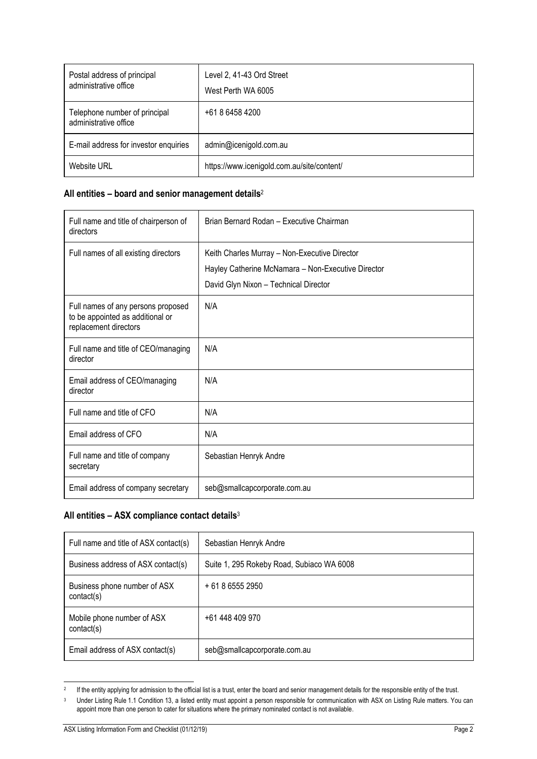| Postal address of principal administrative office | Level 2, 41-43 Ord Street<br>West Perth WA 6005 |
|---|---|
| Telephone number of principal administrative office | +61 8 6458 4200 |
| E-mail address for investor enquiries | admin@icenigold.com.au |
| Website URL | https://www.icenigold.com.au/site/content/ |

### All entities – board and senior management details[2]

| Full name and title of chairperson of directors | Brian Bernard Rodan – Executive Chairman |
|---|---|
| Full names of all existing directors | Keith Charles Murray – Non-Executive Director<br>Hayley Catherine McNamara – Non-Executive Director<br>David Glyn Nixon – Technical Director |
| Full names of any persons proposed to be appointed as additional or replacement directors | N/A |
| Full name and title of CEO/managing director | N/A |
| Email address of CEO/managing director | N/A |
| Full name and title of CFO | N/A |
| Email address of CFO | N/A |
| Full name and title of company secretary | Sebastian Henryk Andre |
| Email address of company secretary | seb@smallcapcorporate.com.au |

### All entities – ASX compliance contact details[3]

| Full name and title of ASX contact(s) | Sebastian Henryk Andre |
|---|---|
| Business address of ASX contact(s) | Suite 1, 295 Rokeby Road, Subiaco WA 6008 |
| Business phone number of ASX contact(s) | + 61 8 6555 2950 |
| Mobile phone number of ASX contact(s) | +61 448 409 970 |
| Email address of ASX contact(s) | seb@smallcapcorporate.com.au |

[2] If the entity applying for admission to the official list is a trust, enter the board and senior management details for the responsible entity of the trust.

[3] Under Listing Rule 1.1 Condition 13, a listed entity must appoint a person responsible for communication with ASX on Listing Rule matters. You can appoint more than one person to cater for situations where the primary nominated contact is not available.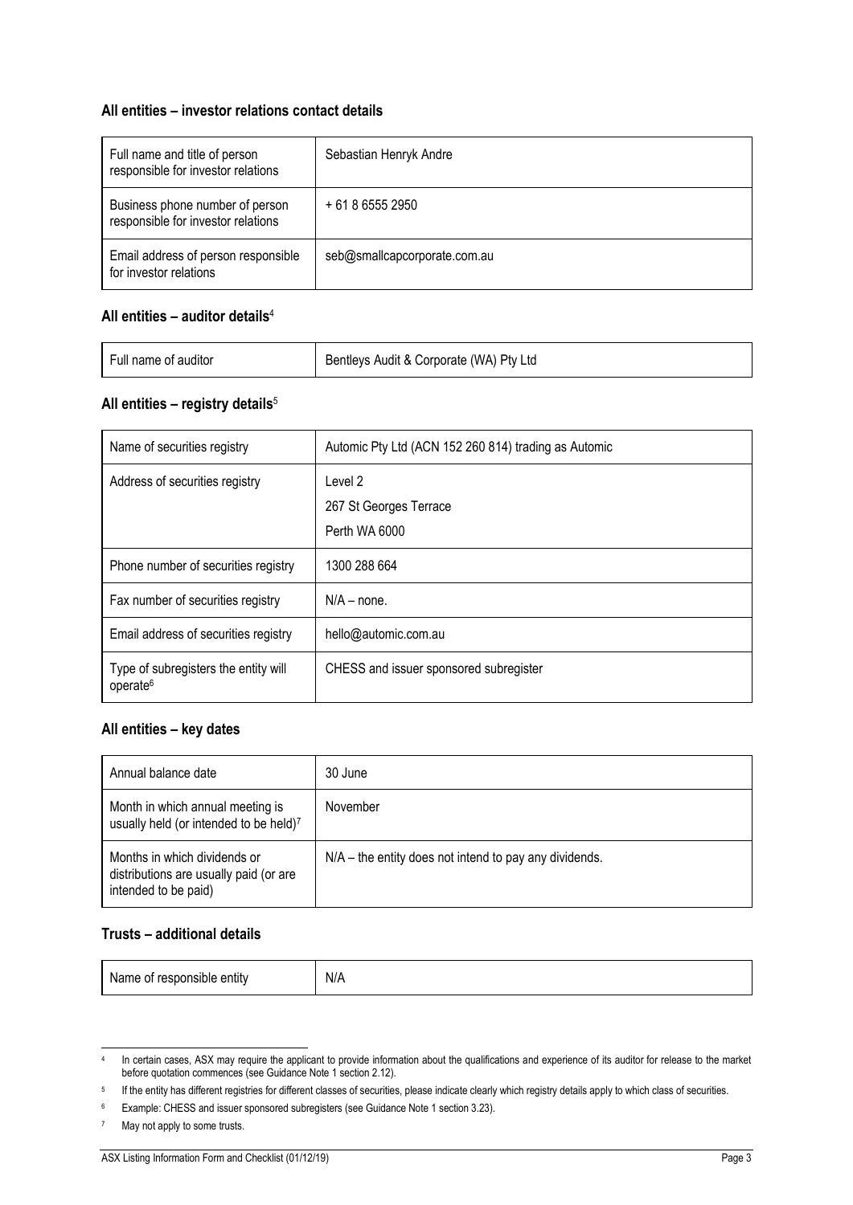### All entities – investor relations contact details

| | |
|---|---|
| Full name and title of person responsible for investor relations | Sebastian Henryk Andre |
| Business phone number of person responsible for investor relations | + 61 8 6555 2950 |
| Email address of person responsible for investor relations | seb@smallcapcorporate.com.au |

### All entities – auditor details[4]

| | |
|---|---|
| Full name of auditor | Bentleys Audit & Corporate (WA) Pty Ltd |

### All entities – registry details[5]

| | |
|---|---|
| Name of securities registry | Automic Pty Ltd (ACN 152 260 814) trading as Automic |
| Address of securities registry | Level 2<br>267 St Georges Terrace<br>Perth WA 6000 |
| Phone number of securities registry | 1300 288 664 |
| Fax number of securities registry | N/A – none. |
| Email address of securities registry | hello@automic.com.au |
| Type of subregisters the entity will operate[6] | CHESS and issuer sponsored subregister |

### All entities – key dates

| | |
|---|---|
| Annual balance date | 30 June |
| Month in which annual meeting is usually held (or intended to be held)[7] | November |
| Months in which dividends or distributions are usually paid (or are intended to be paid) | N/A – the entity does not intend to pay any dividends. |

### Trusts – additional details

| | |
|---|---|
| Name of responsible entity | N/A |

[4] In certain cases, ASX may require the applicant to provide information about the qualifications and experience of its auditor for release to the market before quotation commences (see Guidance Note 1 section 2.12).

[5] If the entity has different registries for different classes of securities, please indicate clearly which registry details apply to which class of securities.

[6] Example: CHESS and issuer sponsored subregisters (see Guidance Note 1 section 3.23).

[7] May not apply to some trusts.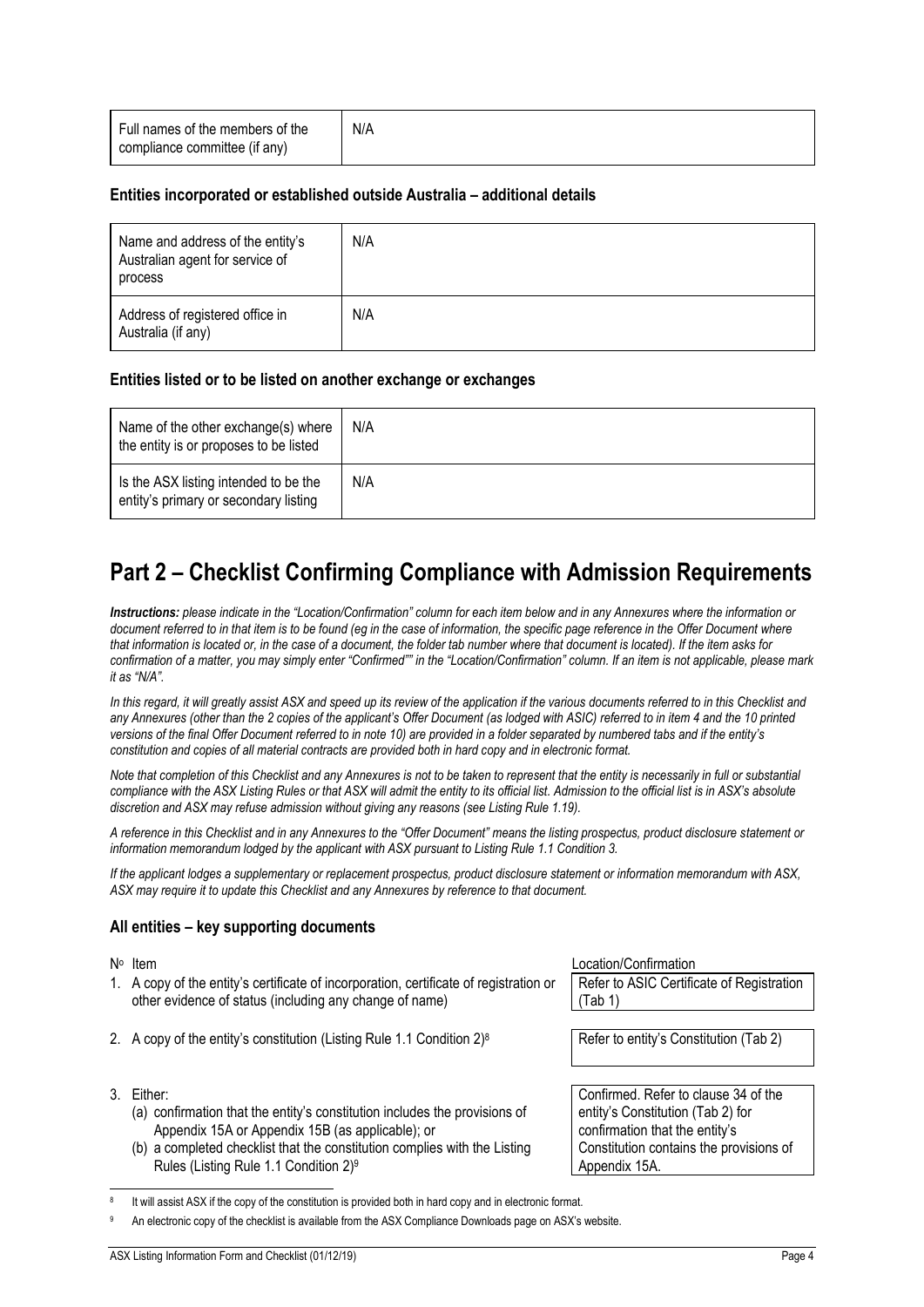| Full names of the members of the compliance committee (if any) | N/A |
|---|---|

### Entities incorporated or established outside Australia – additional details

| Name and address of the entity's Australian agent for service of process | N/A |
|---|---|
| Address of registered office in Australia (if any) | N/A |

### Entities listed or to be listed on another exchange or exchanges

| Name of the other exchange(s) where the entity is or proposes to be listed | N/A |
|---|---|
| Is the ASX listing intended to be the entity's primary or secondary listing | N/A |

# Part 2 – Checklist Confirming Compliance with Admission Requirements

***Instructions:** please indicate in the "Location/Confirmation" column for each item below and in any Annexures where the information or document referred to in that item is to be found (eg in the case of information, the specific page reference in the Offer Document where that information is located or, in the case of a document, the folder tab number where that document is located). If the item asks for confirmation of a matter, you may simply enter "Confirmed"" in the "Location/Confirmation" column. If an item is not applicable, please mark it as "N/A".*

*In this regard, it will greatly assist ASX and speed up its review of the application if the various documents referred to in this Checklist and any Annexures (other than the 2 copies of the applicant's Offer Document (as lodged with ASIC) referred to in item 4 and the 10 printed versions of the final Offer Document referred to in note 10) are provided in a folder separated by numbered tabs and if the entity's constitution and copies of all material contracts are provided both in hard copy and in electronic format.*

*Note that completion of this Checklist and any Annexures is not to be taken to represent that the entity is necessarily in full or substantial compliance with the ASX Listing Rules or that ASX will admit the entity to its official list. Admission to the official list is in ASX's absolute discretion and ASX may refuse admission without giving any reasons (see Listing Rule 1.19).*

*A reference in this Checklist and in any Annexures to the "Offer Document" means the listing prospectus, product disclosure statement or information memorandum lodged by the applicant with ASX pursuant to Listing Rule 1.1 Condition 3.*

*If the applicant lodges a supplementary or replacement prospectus, product disclosure statement or information memorandum with ASX, ASX may require it to update this Checklist and any Annexures by reference to that document.*

### All entities – key supporting documents

| Nº | Item | Location/Confirmation |
|---|---|---|
| 1. | A copy of the entity's certificate of incorporation, certificate of registration or other evidence of status (including any change of name) | Refer to ASIC Certificate of Registration (Tab 1) |
| 2. | A copy of the entity's constitution (Listing Rule 1.1 Condition 2)[8] | Refer to entity's Constitution (Tab 2) |
| 3. | Either:<br>(a) confirmation that the entity's constitution includes the provisions of Appendix 15A or Appendix 15B (as applicable); or<br>(b) a completed checklist that the constitution complies with the Listing Rules (Listing Rule 1.1 Condition 2)[9] | Confirmed. Refer to clause 34 of the entity's Constitution (Tab 2) for confirmation that the entity's Constitution contains the provisions of Appendix 15A. |

[8] It will assist ASX if the copy of the constitution is provided both in hard copy and in electronic format.

[9] An electronic copy of the checklist is available from the ASX Compliance Downloads page on ASX's website.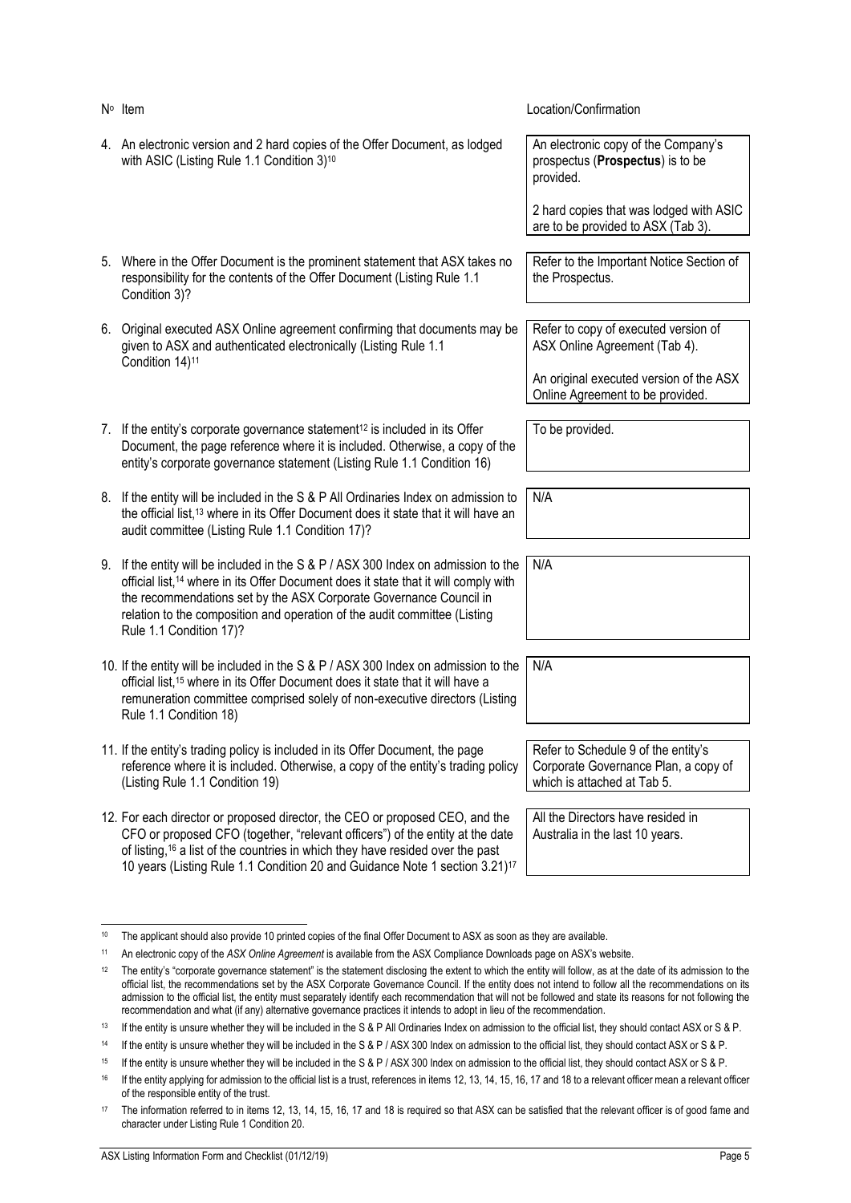| Nº | Item | Location/Confirmation |
|---|---|---|
| 4. | An electronic version and 2 hard copies of the Offer Document, as lodged with ASIC (Listing Rule 1.1 Condition 3)[10] | An electronic copy of the Company's prospectus (**Prospectus**) is to be provided.<br><br>2 hard copies that was lodged with ASIC are to be provided to ASX (Tab 3). |
| 5. | Where in the Offer Document is the prominent statement that ASX takes no responsibility for the contents of the Offer Document (Listing Rule 1.1 Condition 3)? | Refer to the Important Notice Section of the Prospectus. |
| 6. | Original executed ASX Online agreement confirming that documents may be given to ASX and authenticated electronically (Listing Rule 1.1 Condition 14)[11] | Refer to copy of executed version of ASX Online Agreement (Tab 4).<br><br>An original executed version of the ASX Online Agreement to be provided. |
| 7. | If the entity's corporate governance statement[12] is included in its Offer Document, the page reference where it is included. Otherwise, a copy of the entity's corporate governance statement (Listing Rule 1.1 Condition 16) | To be provided. |
| 8. | If the entity will be included in the S & P All Ordinaries Index on admission to the official list,[13] where in its Offer Document does it state that it will have an audit committee (Listing Rule 1.1 Condition 17)? | N/A |
| 9. | If the entity will be included in the S & P / ASX 300 Index on admission to the official list,[14] where in its Offer Document does it state that it will comply with the recommendations set by the ASX Corporate Governance Council in relation to the composition and operation of the audit committee (Listing Rule 1.1 Condition 17)? | N/A |
| 10. | If the entity will be included in the S & P / ASX 300 Index on admission to the official list,[15] where in its Offer Document does it state that it will have a remuneration committee comprised solely of non-executive directors (Listing Rule 1.1 Condition 18) | N/A |
| 11. | If the entity's trading policy is included in its Offer Document, the page reference where it is included. Otherwise, a copy of the entity's trading policy (Listing Rule 1.1 Condition 19) | Refer to Schedule 9 of the entity's Corporate Governance Plan, a copy of which is attached at Tab 5. |
| 12. | For each director or proposed director, the CEO or proposed CEO, and the CFO or proposed CFO (together, "relevant officers") of the entity at the date of listing,[16] a list of the countries in which they have resided over the past 10 years (Listing Rule 1.1 Condition 20 and Guidance Note 1 section 3.21)[17] | All the Directors have resided in Australia in the last 10 years. |

[10] The applicant should also provide 10 printed copies of the final Offer Document to ASX as soon as they are available.

[11] An electronic copy of the *ASX Online Agreement* is available from the ASX Compliance Downloads page on ASX's website.

[12] The entity's "corporate governance statement" is the statement disclosing the extent to which the entity will follow, as at the date of its admission to the official list, the recommendations set by the ASX Corporate Governance Council. If the entity does not intend to follow all the recommendations on its admission to the official list, the entity must separately identify each recommendation that will not be followed and state its reasons for not following the recommendation and what (if any) alternative governance practices it intends to adopt in lieu of the recommendation.

[13] If the entity is unsure whether they will be included in the S & P All Ordinaries Index on admission to the official list, they should contact ASX or S & P.

[14] If the entity is unsure whether they will be included in the S & P / ASX 300 Index on admission to the official list, they should contact ASX or S & P.

[15] If the entity is unsure whether they will be included in the S & P / ASX 300 Index on admission to the official list, they should contact ASX or S & P.

[16] If the entity applying for admission to the official list is a trust, references in items 12, 13, 14, 15, 16, 17 and 18 to a relevant officer mean a relevant officer of the responsible entity of the trust.

[17] The information referred to in items 12, 13, 14, 15, 16, 17 and 18 is required so that ASX can be satisfied that the relevant officer is of good fame and character under Listing Rule 1 Condition 20.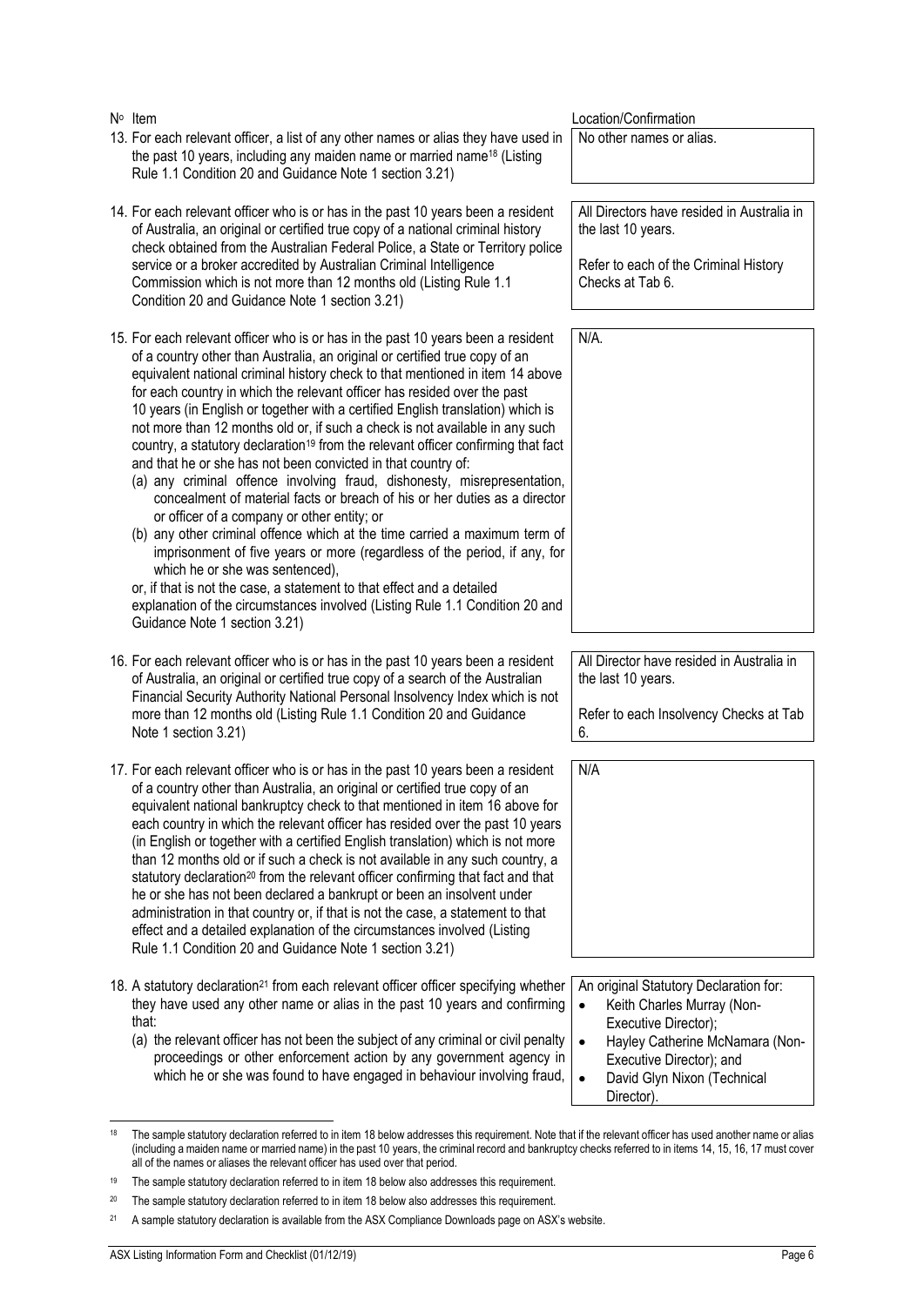| Nº Item | Location/Confirmation |
|---|---|
| 13. For each relevant officer, a list of any other names or alias they have used in the past 10 years, including any maiden name or married name[18] (Listing Rule 1.1 Condition 20 and Guidance Note 1 section 3.21) | No other names or alias. |
| 14. For each relevant officer who is or has in the past 10 years been a resident of Australia, an original or certified true copy of a national criminal history check obtained from the Australian Federal Police, a State or Territory police service or a broker accredited by Australian Criminal Intelligence Commission which is not more than 12 months old (Listing Rule 1.1 Condition 20 and Guidance Note 1 section 3.21) | All Directors have resided in Australia in the last 10 years.<br><br>Refer to each of the Criminal History Checks at Tab 6. |
| 15. For each relevant officer who is or has in the past 10 years been a resident of a country other than Australia, an original or certified true copy of an equivalent national criminal history check to that mentioned in item 14 above for each country in which the relevant officer has resided over the past 10 years (in English or together with a certified English translation) which is not more than 12 months old or, if such a check is not available in any such country, a statutory declaration[19] from the relevant officer confirming that fact and that he or she has not been convicted in that country of:<br>(a) any criminal offence involving fraud, dishonesty, misrepresentation, concealment of material facts or breach of his or her duties as a director or officer of a company or other entity; or<br>(b) any other criminal offence which at the time carried a maximum term of imprisonment of five years or more (regardless of the period, if any, for which he or she was sentenced),<br>or, if that is not the case, a statement to that effect and a detailed explanation of the circumstances involved (Listing Rule 1.1 Condition 20 and Guidance Note 1 section 3.21) | N/A. |
| 16. For each relevant officer who is or has in the past 10 years been a resident of Australia, an original or certified true copy of a search of the Australian Financial Security Authority National Personal Insolvency Index which is not more than 12 months old (Listing Rule 1.1 Condition 20 and Guidance Note 1 section 3.21) | All Director have resided in Australia in the last 10 years.<br><br>Refer to each Insolvency Checks at Tab 6. |
| 17. For each relevant officer who is or has in the past 10 years been a resident of a country other than Australia, an original or certified true copy of an equivalent national bankruptcy check to that mentioned in item 16 above for each country in which the relevant officer has resided over the past 10 years (in English or together with a certified English translation) which is not more than 12 months old or if such a check is not available in any such country, a statutory declaration[20] from the relevant officer confirming that fact and that he or she has not been declared a bankrupt or been an insolvent under administration in that country or, if that is not the case, a statement to that effect and a detailed explanation of the circumstances involved (Listing Rule 1.1 Condition 20 and Guidance Note 1 section 3.21) | N/A |
| 18. A statutory declaration[21] from each relevant officer officer specifying whether they have used any other name or alias in the past 10 years and confirming that:<br>(a) the relevant officer has not been the subject of any criminal or civil penalty proceedings or other enforcement action by any government agency in which he or she was found to have engaged in behaviour involving fraud, | An original Statutory Declaration for:<br>• Keith Charles Murray (Non-Executive Director);<br>• Hayley Catherine McNamara (Non-Executive Director); and<br>• David Glyn Nixon (Technical Director). |

[18] The sample statutory declaration referred to in item 18 below addresses this requirement. Note that if the relevant officer has used another name or alias (including a maiden name or married name) in the past 10 years, the criminal record and bankruptcy checks referred to in items 14, 15, 16, 17 must cover all of the names or aliases the relevant officer has used over that period.

[19] The sample statutory declaration referred to in item 18 below also addresses this requirement.

[20] The sample statutory declaration referred to in item 18 below also addresses this requirement.

[21] A sample statutory declaration is available from the ASX Compliance Downloads page on ASX's website.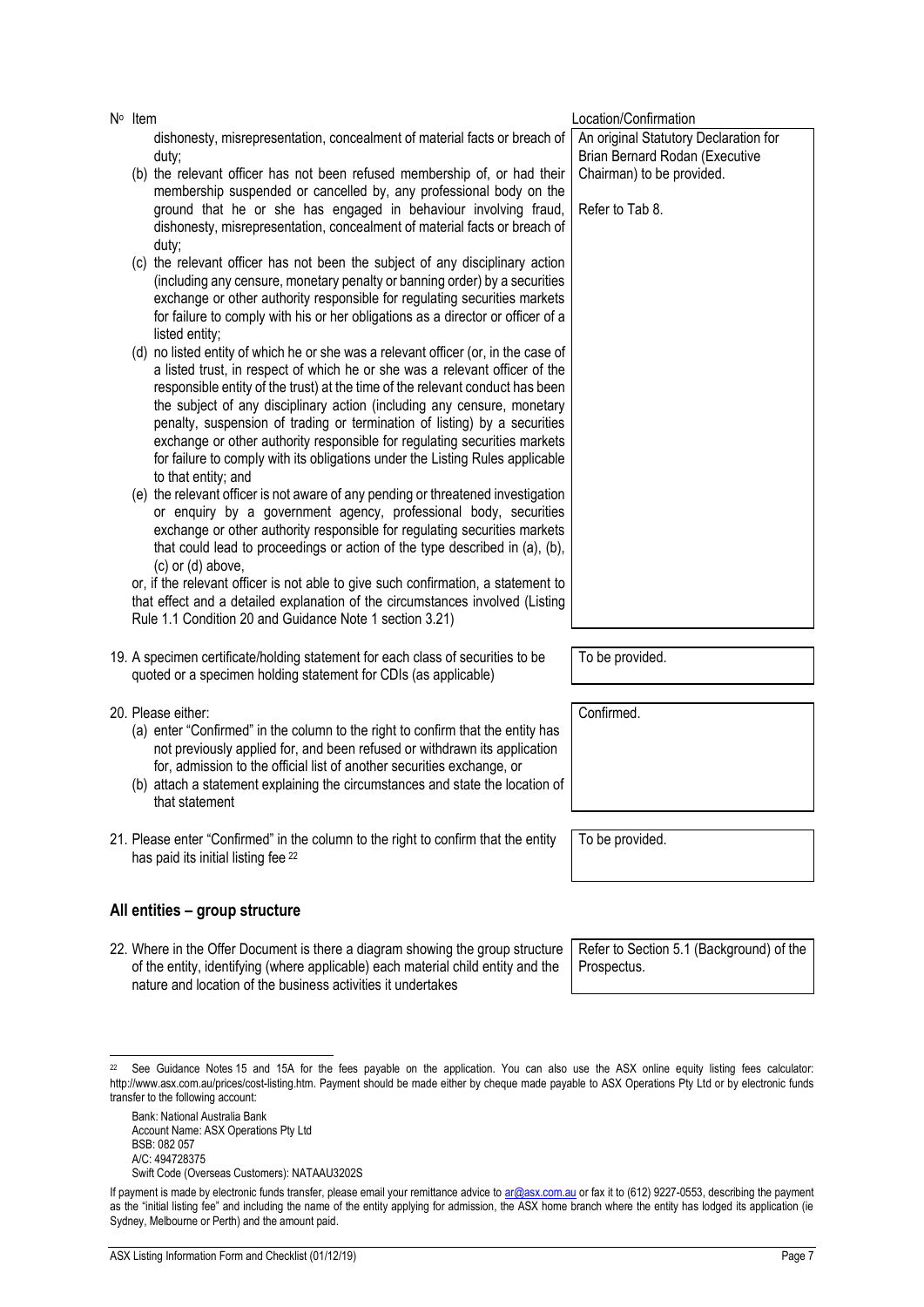| Nº Item | Location/Confirmation |
|---|---|
| dishonesty, misrepresentation, concealment of material facts or breach of duty;<br>(b) the relevant officer has not been refused membership of, or had their membership suspended or cancelled by, any professional body on the ground that he or she has engaged in behaviour involving fraud, dishonesty, misrepresentation, concealment of material facts or breach of duty;<br>(c) the relevant officer has not been the subject of any disciplinary action (including any censure, monetary penalty or banning order) by a securities exchange or other authority responsible for regulating securities markets for failure to comply with his or her obligations as a director or officer of a listed entity;<br>(d) no listed entity of which he or she was a relevant officer (or, in the case of a listed trust, in respect of which he or she was a relevant officer of the responsible entity of the trust) at the time of the relevant conduct has been the subject of any disciplinary action (including any censure, monetary penalty, suspension of trading or termination of listing) by a securities exchange or other authority responsible for regulating securities markets for failure to comply with its obligations under the Listing Rules applicable to that entity; and<br>(e) the relevant officer is not aware of any pending or threatened investigation or enquiry by a government agency, professional body, securities exchange or other authority responsible for regulating securities markets that could lead to proceedings or action of the type described in (a), (b), (c) or (d) above,<br>or, if the relevant officer is not able to give such confirmation, a statement to that effect and a detailed explanation of the circumstances involved (Listing Rule 1.1 Condition 20 and Guidance Note 1 section 3.21) | An original Statutory Declaration for Brian Bernard Rodan (Executive Chairman) to be provided.<br><br>Refer to Tab 8. |
| 19. A specimen certificate/holding statement for each class of securities to be quoted or a specimen holding statement for CDIs (as applicable) | To be provided. |
| 20. Please either:<br>(a) enter "Confirmed" in the column to the right to confirm that the entity has not previously applied for, and been refused or withdrawn its application for, admission to the official list of another securities exchange, or<br>(b) attach a statement explaining the circumstances and state the location of that statement | Confirmed. |
| 21. Please enter "Confirmed" in the column to the right to confirm that the entity has paid its initial listing fee [22] | To be provided. |

## All entities – group structure

| Nº Item | Location/Confirmation |
|---|---|
| 22. Where in the Offer Document is there a diagram showing the group structure of the entity, identifying (where applicable) each material child entity and the nature and location of the business activities it undertakes | Refer to Section 5.1 (Background) of the Prospectus. |

[22] See Guidance Notes 15 and 15A for the fees payable on the application. You can also use the ASX online equity listing fees calculator: http://www.asx.com.au/prices/cost-listing.htm. Payment should be made either by cheque made payable to ASX Operations Pty Ltd or by electronic funds transfer to the following account:

Bank: National Australia Bank
Account Name: ASX Operations Pty Ltd
BSB: 082 057
A/C: 494728375
Swift Code (Overseas Customers): NATAAU3202S

If payment is made by electronic funds transfer, please email your remittance advice to ar@asx.com.au or fax it to (612) 9227-0553, describing the payment as the "initial listing fee" and including the name of the entity applying for admission, the ASX home branch where the entity has lodged its application (ie Sydney, Melbourne or Perth) and the amount paid.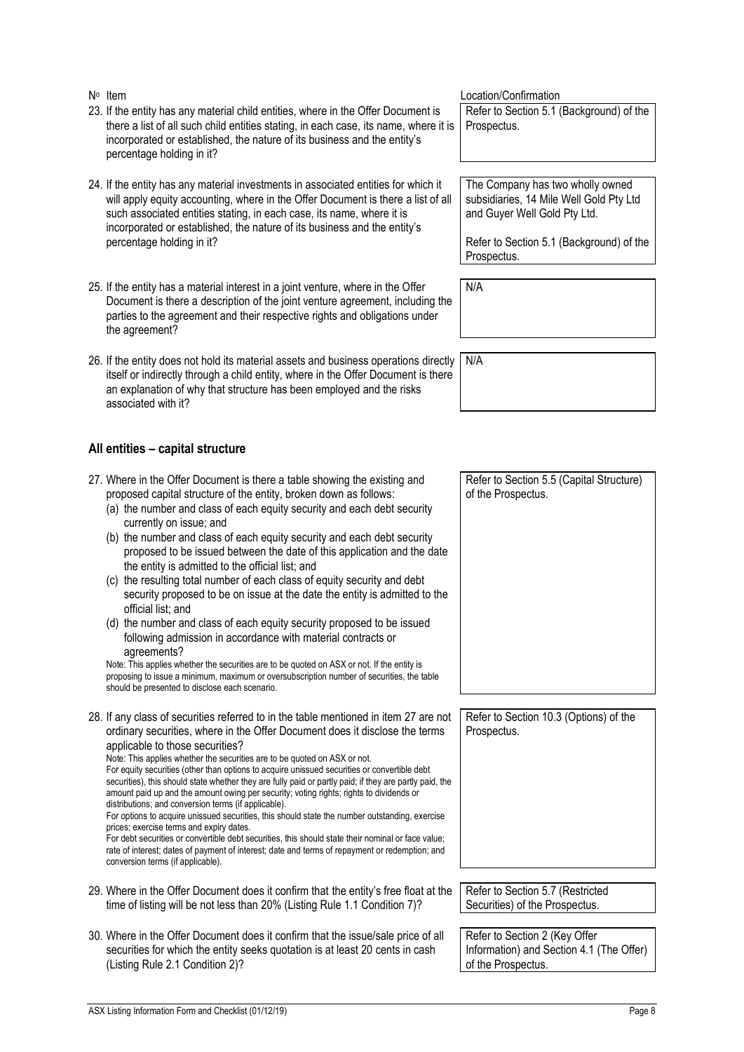| Nº Item | Location/Confirmation |
| --- | --- |
| 23. If the entity has any material child entities, where in the Offer Document is there a list of all such child entities stating, in each case, its name, where it is incorporated or established, the nature of its business and the entity's percentage holding in it? | Refer to Section 5.1 (Background) of the Prospectus. |
| 24. If the entity has any material investments in associated entities for which it will apply equity accounting, where in the Offer Document is there a list of all such associated entities stating, in each case, its name, where it is incorporated or established, the nature of its business and the entity's percentage holding in it? | The Company has two wholly owned subsidiaries, 14 Mile Well Gold Pty Ltd and Guyer Well Gold Pty Ltd.<br><br>Refer to Section 5.1 (Background) of the Prospectus. |
| 25. If the entity has a material interest in a joint venture, where in the Offer Document is there a description of the joint venture agreement, including the parties to the agreement and their respective rights and obligations under the agreement? | N/A |
| 26. If the entity does not hold its material assets and business operations directly itself or indirectly through a child entity, where in the Offer Document is there an explanation of why that structure has been employed and the risks associated with it? | N/A |

## All entities – capital structure

| Nº Item | Location/Confirmation |
| --- | --- |
| 27. Where in the Offer Document is there a table showing the existing and proposed capital structure of the entity, broken down as follows:<br>(a) the number and class of each equity security and each debt security currently on issue; and<br>(b) the number and class of each equity security and each debt security proposed to be issued between the date of this application and the date the entity is admitted to the official list; and<br>(c) the resulting total number of each class of equity security and debt security proposed to be on issue at the date the entity is admitted to the official list; and<br>(d) the number and class of each equity security proposed to be issued following admission in accordance with material contracts or agreements?<br>Note: This applies whether the securities are to be quoted on ASX or not. If the entity is proposing to issue a minimum, maximum or oversubscription number of securities, the table should be presented to disclose each scenario. | Refer to Section 5.5 (Capital Structure) of the Prospectus. |
| 28. If any class of securities referred to in the table mentioned in item 27 are not ordinary securities, where in the Offer Document does it disclose the terms applicable to those securities?<br>Note: This applies whether the securities are to be quoted on ASX or not.<br>For equity securities (other than options to acquire unissued securities or convertible debt securities), this should state whether they are fully paid or partly paid; if they are partly paid, the amount paid up and the amount owing per security; voting rights; rights to dividends or distributions; and conversion terms (if applicable).<br>For options to acquire unissued securities, this should state the number outstanding, exercise prices; exercise terms and expiry dates.<br>For debt securities or convertible debt securities, this should state their nominal or face value; rate of interest; dates of payment of interest; date and terms of repayment or redemption; and conversion terms (if applicable). | Refer to Section 10.3 (Options) of the Prospectus. |
| 29. Where in the Offer Document does it confirm that the entity's free float at the time of listing will be not less than 20% (Listing Rule 1.1 Condition 7)? | Refer to Section 5.7 (Restricted Securities) of the Prospectus. |
| 30. Where in the Offer Document does it confirm that the issue/sale price of all securities for which the entity seeks quotation is at least 20 cents in cash (Listing Rule 2.1 Condition 2)? | Refer to Section 2 (Key Offer Information) and Section 4.1 (The Offer) of the Prospectus. |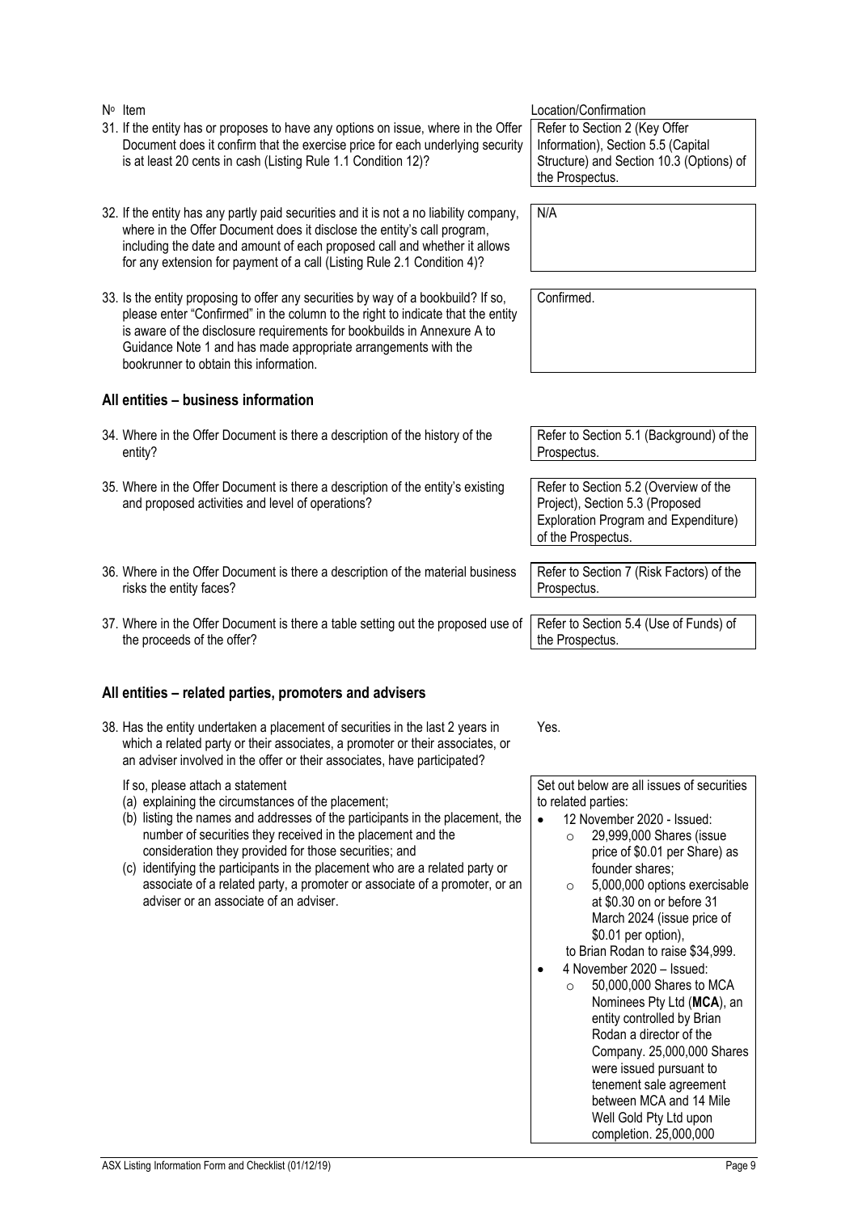| Nº | Item | Location/Confirmation |
|---|---|---|
| 31. | If the entity has or proposes to have any options on issue, where in the Offer Document does it confirm that the exercise price for each underlying security is at least 20 cents in cash (Listing Rule 1.1 Condition 12)? | Refer to Section 2 (Key Offer Information), Section 5.5 (Capital Structure) and Section 10.3 (Options) of the Prospectus. |
| 32. | If the entity has any partly paid securities and it is not a no liability company, where in the Offer Document does it disclose the entity's call program, including the date and amount of each proposed call and whether it allows for any extension for payment of a call (Listing Rule 2.1 Condition 4)? | N/A |
| 33. | Is the entity proposing to offer any securities by way of a bookbuild? If so, please enter "Confirmed" in the column to the right to indicate that the entity is aware of the disclosure requirements for bookbuilds in Annexure A to Guidance Note 1 and has made appropriate arrangements with the bookrunner to obtain this information. | Confirmed. |

## All entities – business information

| Nº | Item | Location/Confirmation |
|---|---|---|
| 34. | Where in the Offer Document is there a description of the history of the entity? | Refer to Section 5.1 (Background) of the Prospectus. |
| 35. | Where in the Offer Document is there a description of the entity's existing and proposed activities and level of operations? | Refer to Section 5.2 (Overview of the Project), Section 5.3 (Proposed Exploration Program and Expenditure) of the Prospectus. |
| 36. | Where in the Offer Document is there a description of the material business risks the entity faces? | Refer to Section 7 (Risk Factors) of the Prospectus. |
| 37. | Where in the Offer Document is there a table setting out the proposed use of the proceeds of the offer? | Refer to Section 5.4 (Use of Funds) of the Prospectus. |

## All entities – related parties, promoters and advisers

| Nº | Item | Location/Confirmation |
|---|---|---|
| 38. | Has the entity undertaken a placement of securities in the last 2 years in which a related party or their associates, a promoter or their associates, or an adviser involved in the offer or their associates, have participated? | Yes. |
| | If so, please attach a statement<br>(a) explaining the circumstances of the placement;<br>(b) listing the names and addresses of the participants in the placement, the number of securities they received in the placement and the consideration they provided for those securities; and<br>(c) identifying the participants in the placement who are a related party or associate of a related party, a promoter or associate of a promoter, or an adviser or an associate of an adviser. | Set out below are all issues of securities to related parties:<br>• 12 November 2020 - Issued:<br>  ○ 29,999,000 Shares (issue price of $0.01 per Share) as founder shares;<br>  ○ 5,000,000 options exercisable at $0.30 on or before 31 March 2024 (issue price of $0.01 per option),<br>  to Brian Rodan to raise $34,999.<br>• 4 November 2020 – Issued:<br>  ○ 50,000,000 Shares to MCA Nominees Pty Ltd (**MCA**), an entity controlled by Brian Rodan a director of the Company. 25,000,000 Shares were issued pursuant to tenement sale agreement between MCA and 14 Mile Well Gold Pty Ltd upon completion. 25,000,000 |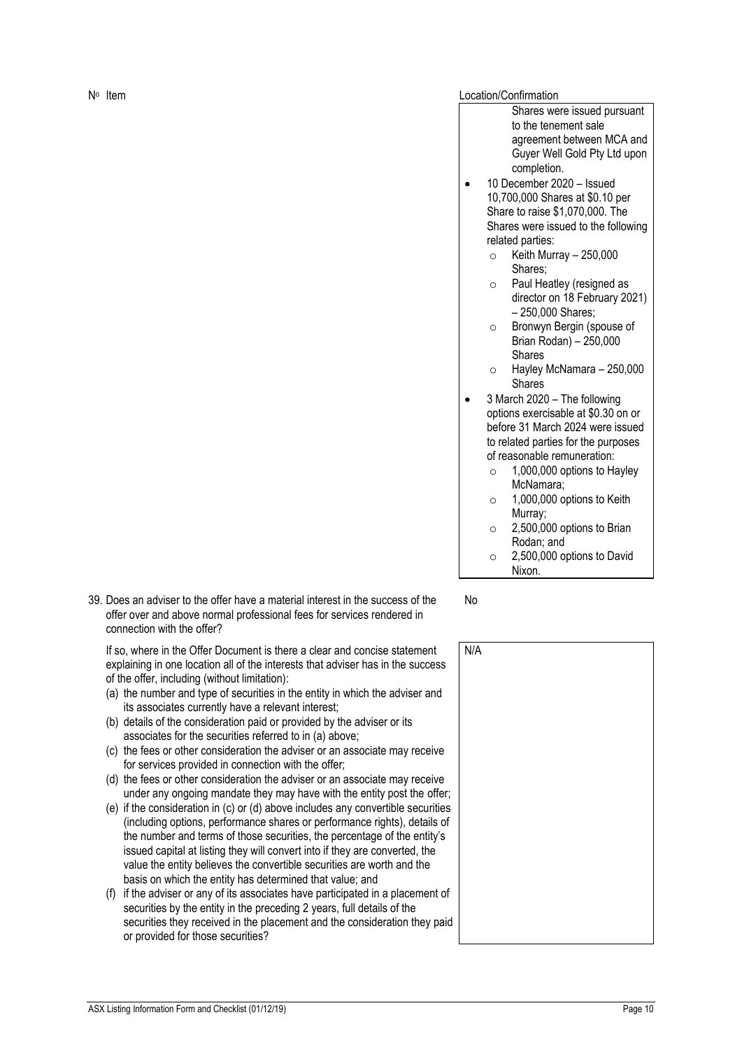| Nº | Item | Location/Confirmation |
|---|---|---|
| | | Shares were issued pursuant to the tenement sale agreement between MCA and Guyer Well Gold Pty Ltd upon completion.<br>• 10 December 2020 – Issued 10,700,000 Shares at $0.10 per Share to raise $1,070,000. The Shares were issued to the following related parties:<br>  ○ Keith Murray – 250,000 Shares;<br>  ○ Paul Heatley (resigned as director on 18 February 2021) – 250,000 Shares;<br>  ○ Bronwyn Bergin (spouse of Brian Rodan) – 250,000 Shares<br>  ○ Hayley McNamara – 250,000 Shares<br>• 3 March 2020 – The following options exercisable at $0.30 on or before 31 March 2024 were issued to related parties for the purposes of reasonable remuneration:<br>  ○ 1,000,000 options to Hayley McNamara;<br>  ○ 1,000,000 options to Keith Murray;<br>  ○ 2,500,000 options to Brian Rodan; and<br>  ○ 2,500,000 options to David Nixon. |
| 39. | Does an adviser to the offer have a material interest in the success of the offer over and above normal professional fees for services rendered in connection with the offer? | No |
| | If so, where in the Offer Document is there a clear and concise statement explaining in one location all of the interests that adviser has in the success of the offer, including (without limitation):<br>(a) the number and type of securities in the entity in which the adviser and its associates currently have a relevant interest;<br>(b) details of the consideration paid or provided by the adviser or its associates for the securities referred to in (a) above;<br>(c) the fees or other consideration the adviser or an associate may receive for services provided in connection with the offer;<br>(d) the fees or other consideration the adviser or an associate may receive under any ongoing mandate they may have with the entity post the offer;<br>(e) if the consideration in (c) or (d) above includes any convertible securities (including options, performance shares or performance rights), details of the number and terms of those securities, the percentage of the entity's issued capital at listing they will convert into if they are converted, the value the entity believes the convertible securities are worth and the basis on which the entity has determined that value; and<br>(f) if the adviser or any of its associates have participated in a placement of securities by the entity in the preceding 2 years, full details of the securities they received in the placement and the consideration they paid or provided for those securities? | N/A |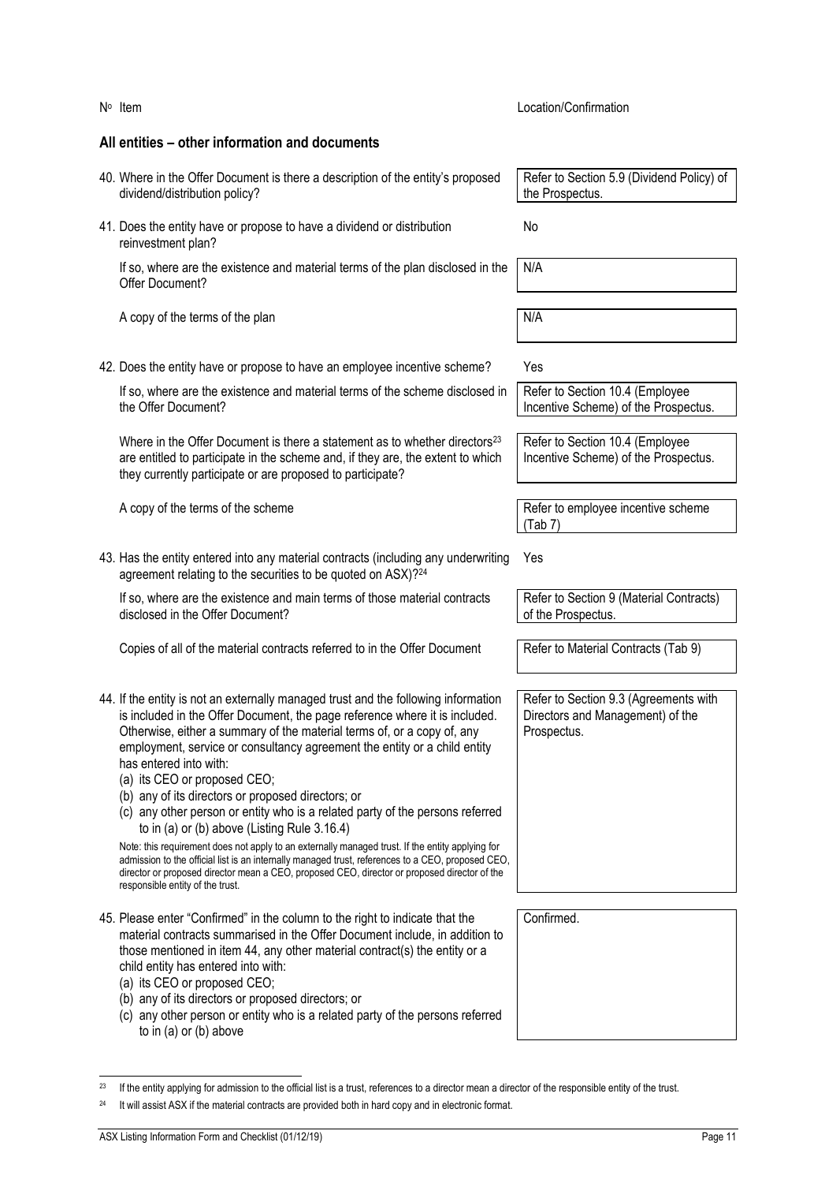| Nº Item | Location/Confirmation |
|---|---|

## All entities – other information and documents

| Nº Item | Location/Confirmation |
|---|---|
| 40. Where in the Offer Document is there a description of the entity's proposed dividend/distribution policy? | Refer to Section 5.9 (Dividend Policy) of the Prospectus. |
| 41. Does the entity have or propose to have a dividend or distribution reinvestment plan? | No |
| If so, where are the existence and material terms of the plan disclosed in the Offer Document? | N/A |
| A copy of the terms of the plan | N/A |
| 42. Does the entity have or propose to have an employee incentive scheme? | Yes |
| If so, where are the existence and material terms of the scheme disclosed in the Offer Document? | Refer to Section 10.4 (Employee Incentive Scheme) of the Prospectus. |
| Where in the Offer Document is there a statement as to whether directors[23] are entitled to participate in the scheme and, if they are, the extent to which they currently participate or are proposed to participate? | Refer to Section 10.4 (Employee Incentive Scheme) of the Prospectus. |
| A copy of the terms of the scheme | Refer to employee incentive scheme (Tab 7) |
| 43. Has the entity entered into any material contracts (including any underwriting agreement relating to the securities to be quoted on ASX)?[24] | Yes |
| If so, where are the existence and main terms of those material contracts disclosed in the Offer Document? | Refer to Section 9 (Material Contracts) of the Prospectus. |
| Copies of all of the material contracts referred to in the Offer Document | Refer to Material Contracts (Tab 9) |
| 44. If the entity is not an externally managed trust and the following information is included in the Offer Document, the page reference where it is included. Otherwise, either a summary of the material terms of, or a copy of, any employment, service or consultancy agreement the entity or a child entity has entered into with:<br>(a) its CEO or proposed CEO;<br>(b) any of its directors or proposed directors; or<br>(c) any other person or entity who is a related party of the persons referred to in (a) or (b) above (Listing Rule 3.16.4)<br><br>Note: this requirement does not apply to an externally managed trust. If the entity applying for admission to the official list is an internally managed trust, references to a CEO, proposed CEO, director or proposed director mean a CEO, proposed CEO, director or proposed director of the responsible entity of the trust. | Refer to Section 9.3 (Agreements with Directors and Management) of the Prospectus. |
| 45. Please enter "Confirmed" in the column to the right to indicate that the material contracts summarised in the Offer Document include, in addition to those mentioned in item 44, any other material contract(s) the entity or a child entity has entered into with:<br>(a) its CEO or proposed CEO;<br>(b) any of its directors or proposed directors; or<br>(c) any other person or entity who is a related party of the persons referred to in (a) or (b) above | Confirmed. |

---

[23] If the entity applying for admission to the official list is a trust, references to a director mean a director of the responsible entity of the trust.

[24] It will assist ASX if the material contracts are provided both in hard copy and in electronic format.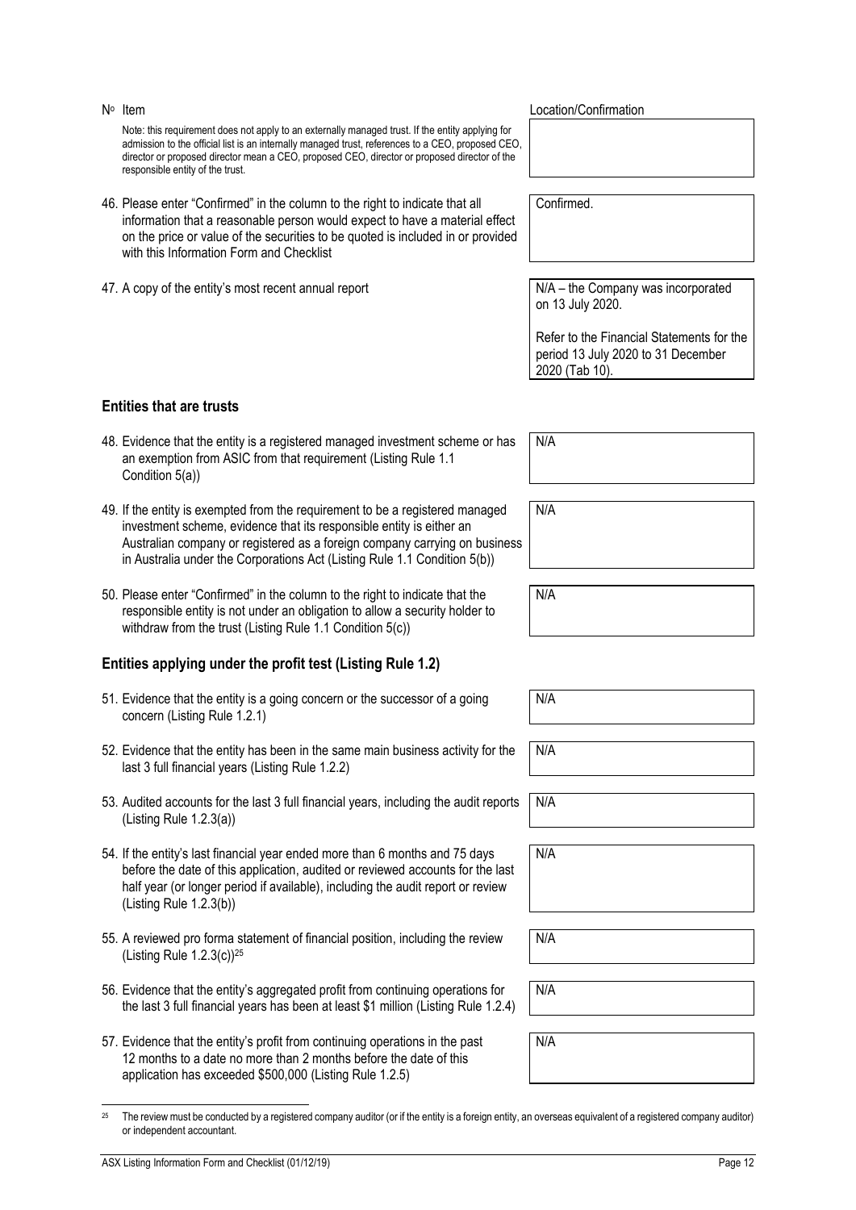| Nº Item | Location/Confirmation |
|---|---|
| Note: this requirement does not apply to an externally managed trust. If the entity applying for admission to the official list is an internally managed trust, references to a CEO, proposed CEO, director or proposed director mean a CEO, proposed CEO, director or proposed director of the responsible entity of the trust. | |
| 46. Please enter "Confirmed" in the column to the right to indicate that all information that a reasonable person would expect to have a material effect on the price or value of the securities to be quoted is included in or provided with this Information Form and Checklist | Confirmed. |
| 47. A copy of the entity's most recent annual report | N/A – the Company was incorporated on 13 July 2020.<br><br>Refer to the Financial Statements for the period 13 July 2020 to 31 December 2020 (Tab 10). |

## Entities that are trusts

| Item | Location/Confirmation |
|---|---|
| 48. Evidence that the entity is a registered managed investment scheme or has an exemption from ASIC from that requirement (Listing Rule 1.1 Condition 5(a)) | N/A |
| 49. If the entity is exempted from the requirement to be a registered managed investment scheme, evidence that its responsible entity is either an Australian company or registered as a foreign company carrying on business in Australia under the Corporations Act (Listing Rule 1.1 Condition 5(b)) | N/A |
| 50. Please enter "Confirmed" in the column to the right to indicate that the responsible entity is not under an obligation to allow a security holder to withdraw from the trust (Listing Rule 1.1 Condition 5(c)) | N/A |

## Entities applying under the profit test (Listing Rule 1.2)

| Item | Location/Confirmation |
|---|---|
| 51. Evidence that the entity is a going concern or the successor of a going concern (Listing Rule 1.2.1) | N/A |
| 52. Evidence that the entity has been in the same main business activity for the last 3 full financial years (Listing Rule 1.2.2) | N/A |
| 53. Audited accounts for the last 3 full financial years, including the audit reports (Listing Rule 1.2.3(a)) | N/A |
| 54. If the entity's last financial year ended more than 6 months and 75 days before the date of this application, audited or reviewed accounts for the last half year (or longer period if available), including the audit report or review (Listing Rule 1.2.3(b)) | N/A |
| 55. A reviewed pro forma statement of financial position, including the review (Listing Rule 1.2.3(c))[25] | N/A |
| 56. Evidence that the entity's aggregated profit from continuing operations for the last 3 full financial years has been at least $1 million (Listing Rule 1.2.4) | N/A |
| 57. Evidence that the entity's profit from continuing operations in the past 12 months to a date no more than 2 months before the date of this application has exceeded $500,000 (Listing Rule 1.2.5) | N/A |

[25] The review must be conducted by a registered company auditor (or if the entity is a foreign entity, an overseas equivalent of a registered company auditor) or independent accountant.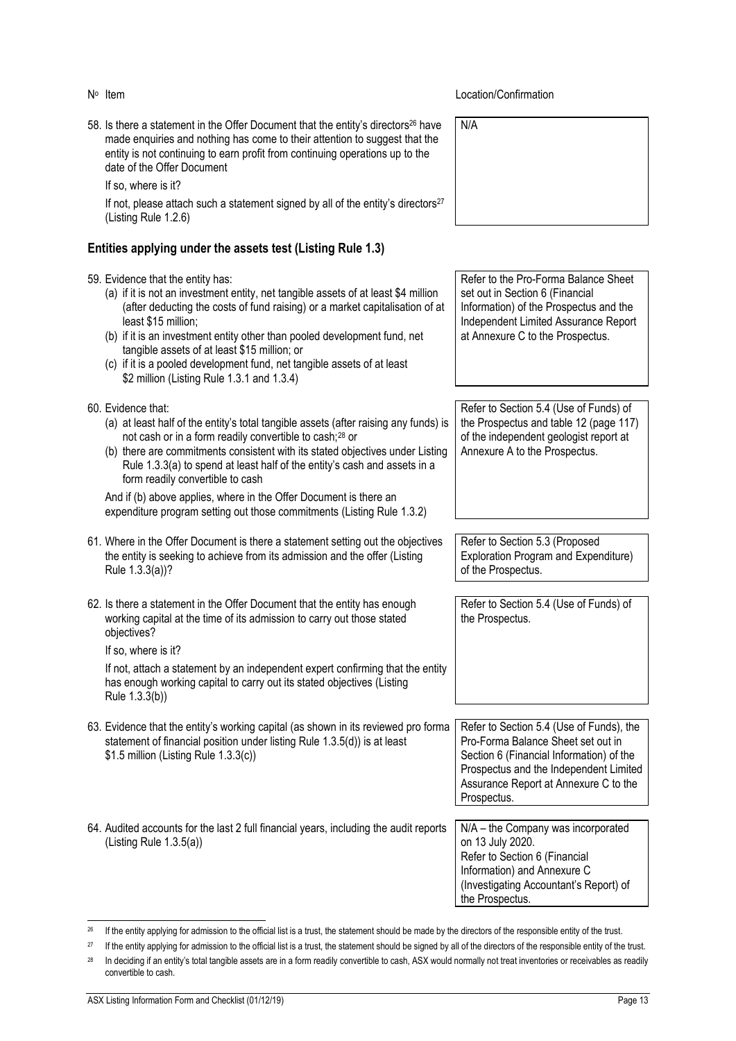| Nº Item | Location/Confirmation |
|---|---|
| 58. Is there a statement in the Offer Document that the entity's directors[26] have made enquiries and nothing has come to their attention to suggest that the entity is not continuing to earn profit from continuing operations up to the date of the Offer Document<br><br>If so, where is it?<br><br>If not, please attach such a statement signed by all of the entity's directors[27] (Listing Rule 1.2.6) | N/A |

## Entities applying under the assets test (Listing Rule 1.3)

| Nº Item | Location/Confirmation |
|---|---|
| 59. Evidence that the entity has:<br>(a) if it is not an investment entity, net tangible assets of at least $4 million (after deducting the costs of fund raising) or a market capitalisation of at least $15 million;<br>(b) if it is an investment entity other than pooled development fund, net tangible assets of at least $15 million; or<br>(c) if it is a pooled development fund, net tangible assets of at least $2 million (Listing Rule 1.3.1 and 1.3.4) | Refer to the Pro-Forma Balance Sheet set out in Section 6 (Financial Information) of the Prospectus and the Independent Limited Assurance Report at Annexure C to the Prospectus. |
| 60. Evidence that:<br>(a) at least half of the entity's total tangible assets (after raising any funds) is not cash or in a form readily convertible to cash;[28] or<br>(b) there are commitments consistent with its stated objectives under Listing Rule 1.3.3(a) to spend at least half of the entity's cash and assets in a form readily convertible to cash<br><br>And if (b) above applies, where in the Offer Document is there an expenditure program setting out those commitments (Listing Rule 1.3.2) | Refer to Section 5.4 (Use of Funds) of the Prospectus and table 12 (page 117) of the independent geologist report at Annexure A to the Prospectus. |
| 61. Where in the Offer Document is there a statement setting out the objectives the entity is seeking to achieve from its admission and the offer (Listing Rule 1.3.3(a))? | Refer to Section 5.3 (Proposed Exploration Program and Expenditure) of the Prospectus. |
| 62. Is there a statement in the Offer Document that the entity has enough working capital at the time of its admission to carry out those stated objectives?<br><br>If so, where is it?<br><br>If not, attach a statement by an independent expert confirming that the entity has enough working capital to carry out its stated objectives (Listing Rule 1.3.3(b)) | Refer to Section 5.4 (Use of Funds) of the Prospectus. |
| 63. Evidence that the entity's working capital (as shown in its reviewed pro forma statement of financial position under listing Rule 1.3.5(d)) is at least $1.5 million (Listing Rule 1.3.3(c)) | Refer to Section 5.4 (Use of Funds), the Pro-Forma Balance Sheet set out in Section 6 (Financial Information) of the Prospectus and the Independent Limited Assurance Report at Annexure C to the Prospectus. |
| 64. Audited accounts for the last 2 full financial years, including the audit reports (Listing Rule 1.3.5(a)) | N/A – the Company was incorporated on 13 July 2020.<br>Refer to Section 6 (Financial Information) and Annexure C (Investigating Accountant's Report) of the Prospectus. |

[26] If the entity applying for admission to the official list is a trust, the statement should be made by the directors of the responsible entity of the trust.

[27] If the entity applying for admission to the official list is a trust, the statement should be signed by all of the directors of the responsible entity of the trust.

[28] In deciding if an entity's total tangible assets are in a form readily convertible to cash, ASX would normally not treat inventories or receivables as readily convertible to cash.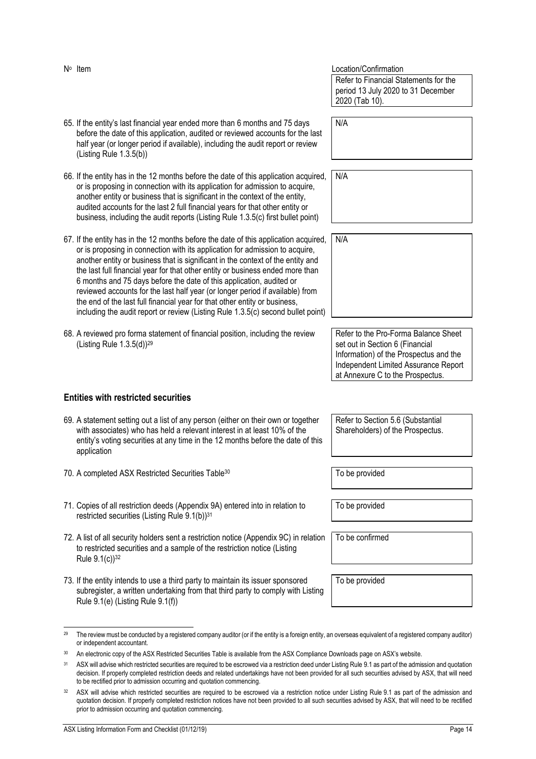| Nº Item | Location/Confirmation |
|---|---|
| | Refer to Financial Statements for the period 13 July 2020 to 31 December 2020 (Tab 10). |
| 65. If the entity's last financial year ended more than 6 months and 75 days before the date of this application, audited or reviewed accounts for the last half year (or longer period if available), including the audit report or review (Listing Rule 1.3.5(b)) | N/A |
| 66. If the entity has in the 12 months before the date of this application acquired, or is proposing in connection with its application for admission to acquire, another entity or business that is significant in the context of the entity, audited accounts for the last 2 full financial years for that other entity or business, including the audit reports (Listing Rule 1.3.5(c) first bullet point) | N/A |
| 67. If the entity has in the 12 months before the date of this application acquired, or is proposing in connection with its application for admission to acquire, another entity or business that is significant in the context of the entity and the last full financial year for that other entity or business ended more than 6 months and 75 days before the date of this application, audited or reviewed accounts for the last half year (or longer period if available) from the end of the last full financial year for that other entity or business, including the audit report or review (Listing Rule 1.3.5(c) second bullet point) | N/A |
| 68. A reviewed pro forma statement of financial position, including the review (Listing Rule 1.3.5(d))[29] | Refer to the Pro-Forma Balance Sheet set out in Section 6 (Financial Information) of the Prospectus and the Independent Limited Assurance Report at Annexure C to the Prospectus. |

## Entities with restricted securities

| Nº Item | Location/Confirmation |
|---|---|
| 69. A statement setting out a list of any person (either on their own or together with associates) who has held a relevant interest in at least 10% of the entity's voting securities at any time in the 12 months before the date of this application | Refer to Section 5.6 (Substantial Shareholders) of the Prospectus. |
| 70. A completed ASX Restricted Securities Table[30] | To be provided |
| 71. Copies of all restriction deeds (Appendix 9A) entered into in relation to restricted securities (Listing Rule 9.1(b))[31] | To be provided |
| 72. A list of all security holders sent a restriction notice (Appendix 9C) in relation to restricted securities and a sample of the restriction notice (Listing Rule 9.1(c))[32] | To be confirmed |
| 73. If the entity intends to use a third party to maintain its issuer sponsored subregister, a written undertaking from that third party to comply with Listing Rule 9.1(e) (Listing Rule 9.1(f)) | To be provided |

[29] The review must be conducted by a registered company auditor (or if the entity is a foreign entity, an overseas equivalent of a registered company auditor) or independent accountant.

[30] An electronic copy of the ASX Restricted Securities Table is available from the ASX Compliance Downloads page on ASX's website.

[31] ASX will advise which restricted securities are required to be escrowed via a restriction deed under Listing Rule 9.1 as part of the admission and quotation decision. If properly completed restriction deeds and related undertakings have not been provided for all such securities advised by ASX, that will need to be rectified prior to admission occurring and quotation commencing.

[32] ASX will advise which restricted securities are required to be escrowed via a restriction notice under Listing Rule 9.1 as part of the admission and quotation decision. If properly completed restriction notices have not been provided to all such securities advised by ASX, that will need to be rectified prior to admission occurring and quotation commencing.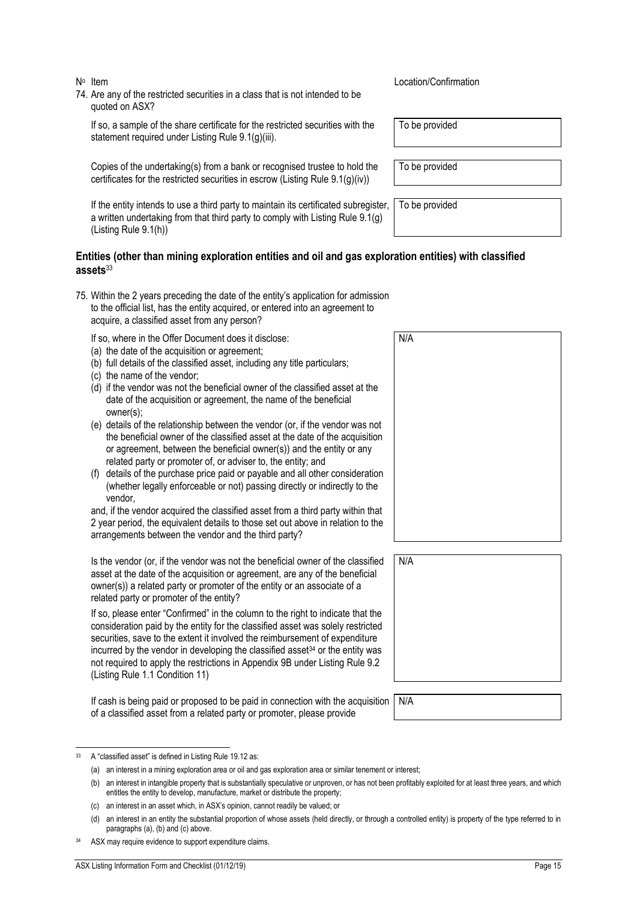| Nº Item | Location/Confirmation |
|---|---|
| 74. Are any of the restricted securities in a class that is not intended to be quoted on ASX? | |
| If so, a sample of the share certificate for the restricted securities with the statement required under Listing Rule 9.1(g)(iii). | To be provided |
| Copies of the undertaking(s) from a bank or recognised trustee to hold the certificates for the restricted securities in escrow (Listing Rule 9.1(g)(iv)) | To be provided |
| If the entity intends to use a third party to maintain its certificated subregister, a written undertaking from that third party to comply with Listing Rule 9.1(g) (Listing Rule 9.1(h)) | To be provided |

## Entities (other than mining exploration entities and oil and gas exploration entities) with classified assets[33]

| Nº Item | Location/Confirmation |
|---|---|
| 75. Within the 2 years preceding the date of the entity's application for admission to the official list, has the entity acquired, or entered into an agreement to acquire, a classified asset from any person? | |
| If so, where in the Offer Document does it disclose:<br>(a) the date of the acquisition or agreement;<br>(b) full details of the classified asset, including any title particulars;<br>(c) the name of the vendor;<br>(d) if the vendor was not the beneficial owner of the classified asset at the date of the acquisition or agreement, the name of the beneficial owner(s);<br>(e) details of the relationship between the vendor (or, if the vendor was not the beneficial owner of the classified asset at the date of the acquisition or agreement, between the beneficial owner(s)) and the entity or any related party or promoter of, or adviser to, the entity; and<br>(f) details of the purchase price paid or payable and all other consideration (whether legally enforceable or not) passing directly or indirectly to the vendor,<br>and, if the vendor acquired the classified asset from a third party within that 2 year period, the equivalent details to those set out above in relation to the arrangements between the vendor and the third party? | N/A |
| Is the vendor (or, if the vendor was not the beneficial owner of the classified asset at the date of the acquisition or agreement, are any of the beneficial owner(s)) a related party or promoter of the entity or an associate of a related party or promoter of the entity?<br>If so, please enter "Confirmed" in the column to the right to indicate that the consideration paid by the entity for the classified asset was solely restricted securities, save to the extent it involved the reimbursement of expenditure incurred by the vendor in developing the classified asset[34] or the entity was not required to apply the restrictions in Appendix 9B under Listing Rule 9.2 (Listing Rule 1.1 Condition 11) | N/A |
| If cash is being paid or proposed to be paid in connection with the acquisition of a classified asset from a related party or promoter, please provide | N/A |

---

[33] A "classified asset" is defined in Listing Rule 19.12 as:

(a) an interest in a mining exploration area or oil and gas exploration area or similar tenement or interest;

(b) an interest in intangible property that is substantially speculative or unproven, or has not been profitably exploited for at least three years, and which entitles the entity to develop, manufacture, market or distribute the property;

(c) an interest in an asset which, in ASX's opinion, cannot readily be valued; or

(d) an interest in an entity the substantial proportion of whose assets (held directly, or through a controlled entity) is property of the type referred to in paragraphs (a), (b) and (c) above.

[34] ASX may require evidence to support expenditure claims.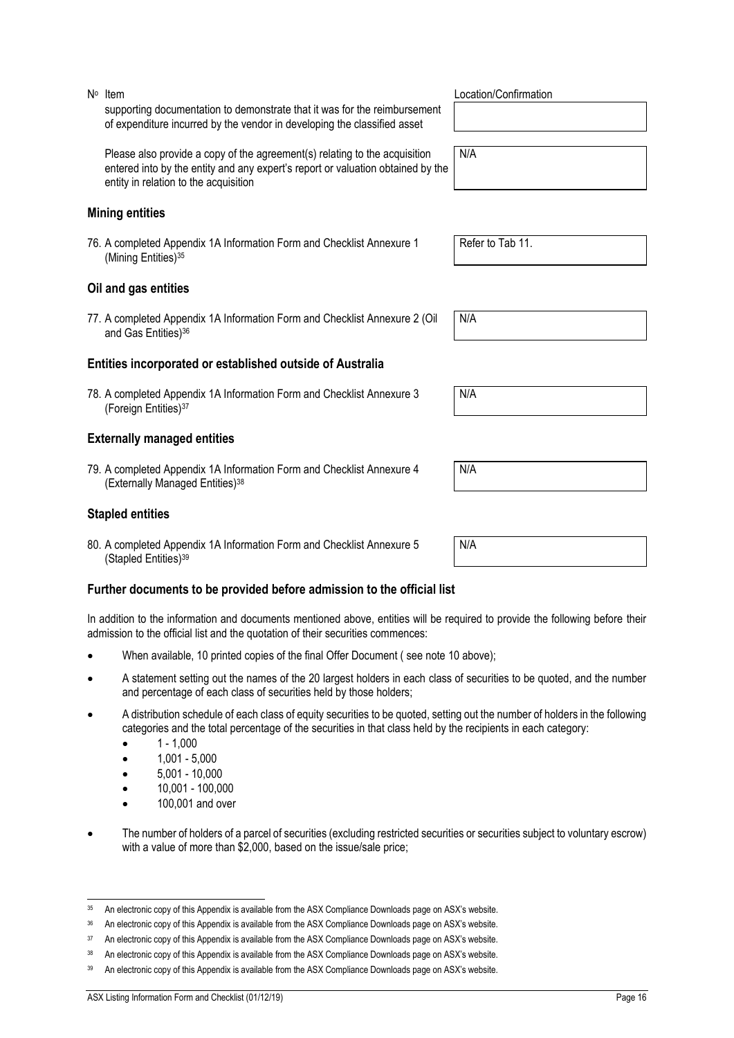| Nº | Item | Location/Confirmation |
|---|---|---|
| | supporting documentation to demonstrate that it was for the reimbursement of expenditure incurred by the vendor in developing the classified asset | |
| | Please also provide a copy of the agreement(s) relating to the acquisition entered into by the entity and any expert's report or valuation obtained by the entity in relation to the acquisition | N/A |

**Mining entities**

| Nº | Item | Location/Confirmation |
|---|---|---|
| 76. | A completed Appendix 1A Information Form and Checklist Annexure 1 (Mining Entities)[35] | Refer to Tab 11. |

**Oil and gas entities**

| Nº | Item | Location/Confirmation |
|---|---|---|
| 77. | A completed Appendix 1A Information Form and Checklist Annexure 2 (Oil and Gas Entities)[36] | N/A |

**Entities incorporated or established outside of Australia**

| Nº | Item | Location/Confirmation |
|---|---|---|
| 78. | A completed Appendix 1A Information Form and Checklist Annexure 3 (Foreign Entities)[37] | N/A |

**Externally managed entities**

| Nº | Item | Location/Confirmation |
|---|---|---|
| 79. | A completed Appendix 1A Information Form and Checklist Annexure 4 (Externally Managed Entities)[38] | N/A |

**Stapled entities**

| Nº | Item | Location/Confirmation |
|---|---|---|
| 80. | A completed Appendix 1A Information Form and Checklist Annexure 5 (Stapled Entities)[39] | N/A |

**Further documents to be provided before admission to the official list**

In addition to the information and documents mentioned above, entities will be required to provide the following before their admission to the official list and the quotation of their securities commences:

- When available, 10 printed copies of the final Offer Document ( see note 10 above);
- A statement setting out the names of the 20 largest holders in each class of securities to be quoted, and the number and percentage of each class of securities held by those holders;
- A distribution schedule of each class of equity securities to be quoted, setting out the number of holders in the following categories and the total percentage of the securities in that class held by the recipients in each category:
  - 1 - 1,000
  - 1,001 - 5,000
  - 5,001 - 10,000
  - 10,001 - 100,000
  - 100,001 and over
- The number of holders of a parcel of securities (excluding restricted securities or securities subject to voluntary escrow) with a value of more than \$2,000, based on the issue/sale price;

---

[35] An electronic copy of this Appendix is available from the ASX Compliance Downloads page on ASX's website.

[36] An electronic copy of this Appendix is available from the ASX Compliance Downloads page on ASX's website.

[37] An electronic copy of this Appendix is available from the ASX Compliance Downloads page on ASX's website.

[38] An electronic copy of this Appendix is available from the ASX Compliance Downloads page on ASX's website.

[39] An electronic copy of this Appendix is available from the ASX Compliance Downloads page on ASX's website.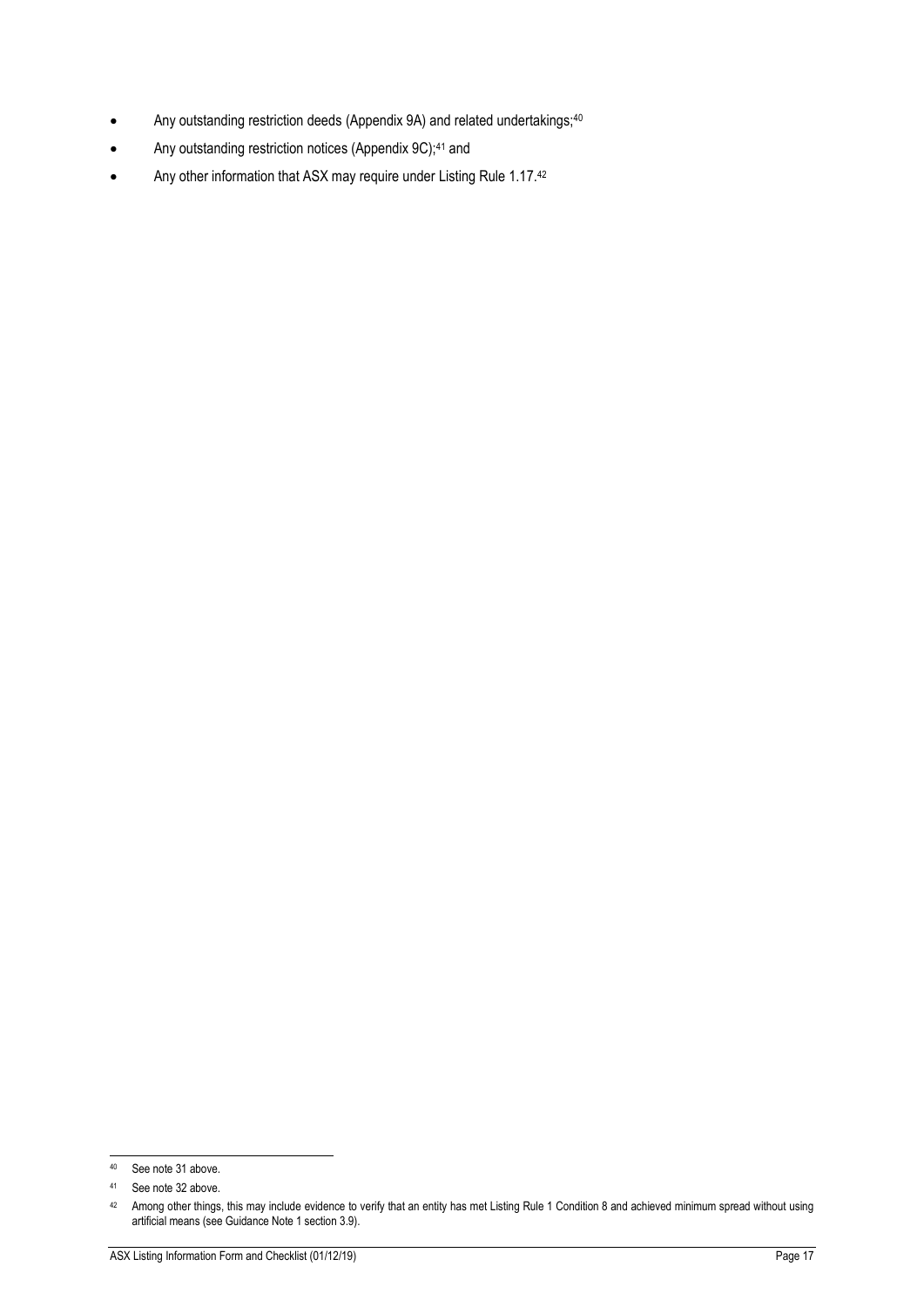- Any outstanding restriction deeds (Appendix 9A) and related undertakings;[40]
- Any outstanding restriction notices (Appendix 9C);[41] and
- Any other information that ASX may require under Listing Rule 1.17.[42]

---

[40] See note 31 above.

[41] See note 32 above.

[42] Among other things, this may include evidence to verify that an entity has met Listing Rule 1 Condition 8 and achieved minimum spread without using artificial means (see Guidance Note 1 section 3.9).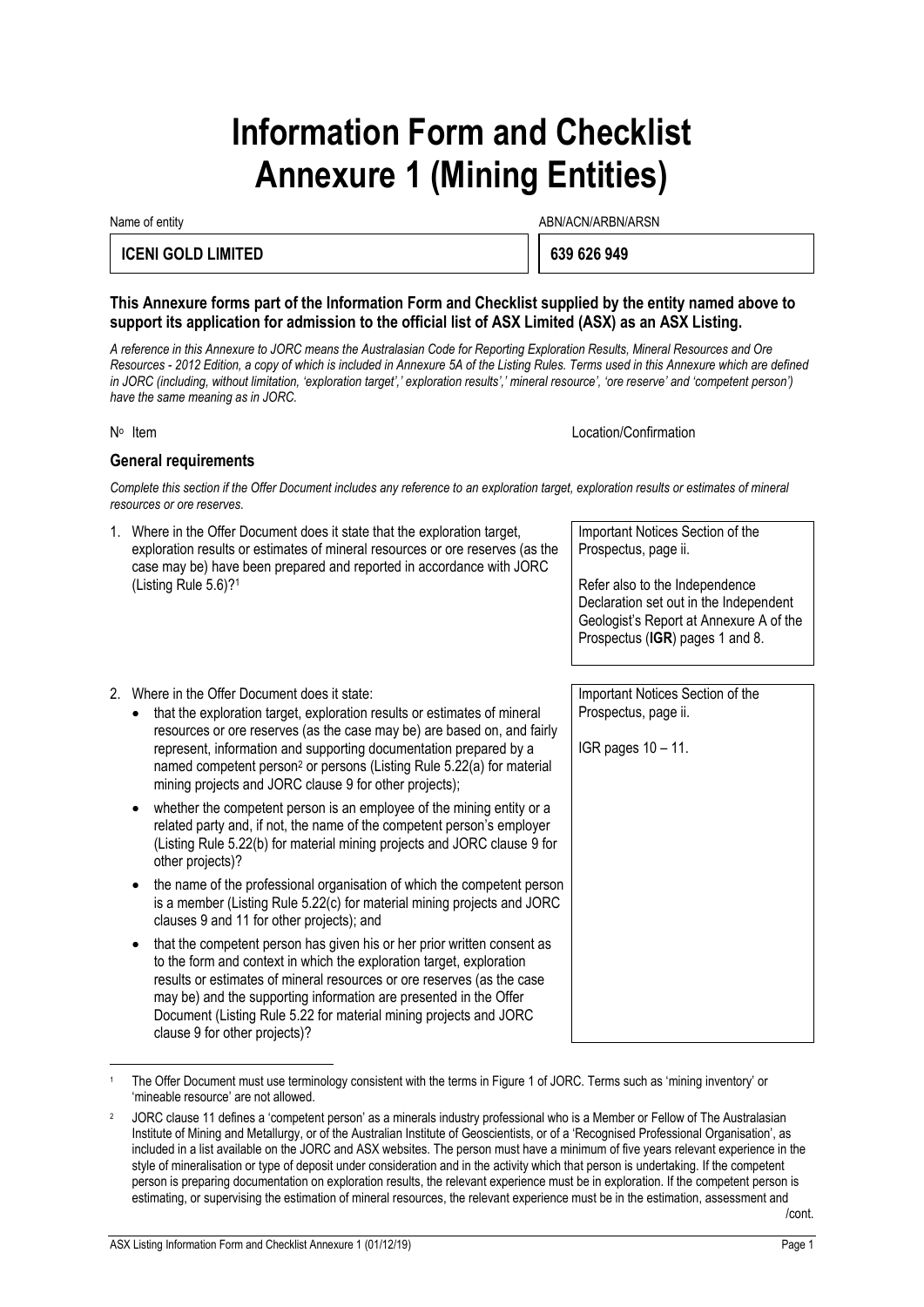# Information Form and Checklist Annexure 1 (Mining Entities)

| Name of entity | ABN/ACN/ARBN/ARSN |
| --- | --- |
| **ICENI GOLD LIMITED** | **639 626 949** |

**This Annexure forms part of the Information Form and Checklist supplied by the entity named above to support its application for admission to the official list of ASX Limited (ASX) as an ASX Listing.**

*A reference in this Annexure to JORC means the Australasian Code for Reporting Exploration Results, Mineral Resources and Ore Resources - 2012 Edition, a copy of which is included in Annexure 5A of the Listing Rules. Terms used in this Annexure which are defined in JORC (including, without limitation, 'exploration target',' exploration results',' mineral resource', 'ore reserve' and 'competent person') have the same meaning as in JORC.*

## General requirements

*Complete this section if the Offer Document includes any reference to an exploration target, exploration results or estimates of mineral resources or ore reserves.*

| Nº | Item | Location/Confirmation |
| --- | --- | --- |
| 1. | Where in the Offer Document does it state that the exploration target, exploration results or estimates of mineral resources or ore reserves (as the case may be) have been prepared and reported in accordance with JORC (Listing Rule 5.6)?[1] | Important Notices Section of the Prospectus, page ii.<br><br>Refer also to the Independence Declaration set out in the Independent Geologist's Report at Annexure A of the Prospectus (**IGR**) pages 1 and 8. |
| 2. | Where in the Offer Document does it state:<br>• that the exploration target, exploration results or estimates of mineral resources or ore reserves (as the case may be) are based on, and fairly represent, information and supporting documentation prepared by a named competent person[2] or persons (Listing Rule 5.22(a) for material mining projects and JORC clause 9 for other projects);<br>• whether the competent person is an employee of the mining entity or a related party and, if not, the name of the competent person's employer (Listing Rule 5.22(b) for material mining projects and JORC clause 9 for other projects)?<br>• the name of the professional organisation of which the competent person is a member (Listing Rule 5.22(c) for material mining projects and JORC clauses 9 and 11 for other projects); and<br>• that the competent person has given his or her prior written consent as to the form and context in which the exploration target, exploration results or estimates of mineral resources or ore reserves (as the case may be) and the supporting information are presented in the Offer Document (Listing Rule 5.22 for material mining projects and JORC clause 9 for other projects)? | Important Notices Section of the Prospectus, page ii.<br><br>IGR pages 10 – 11. |

[1] The Offer Document must use terminology consistent with the terms in Figure 1 of JORC. Terms such as 'mining inventory' or 'mineable resource' are not allowed.

[2] JORC clause 11 defines a 'competent person' as a minerals industry professional who is a Member or Fellow of The Australasian Institute of Mining and Metallurgy, or of the Australian Institute of Geoscientists, or of a 'Recognised Professional Organisation', as included in a list available on the JORC and ASX websites. The person must have a minimum of five years relevant experience in the style of mineralisation or type of deposit under consideration and in the activity which that person is undertaking. If the competent person is preparing documentation on exploration results, the relevant experience must be in exploration. If the competent person is estimating, or supervising the estimation of mineral resources, the relevant experience must be in the estimation, assessment and /cont.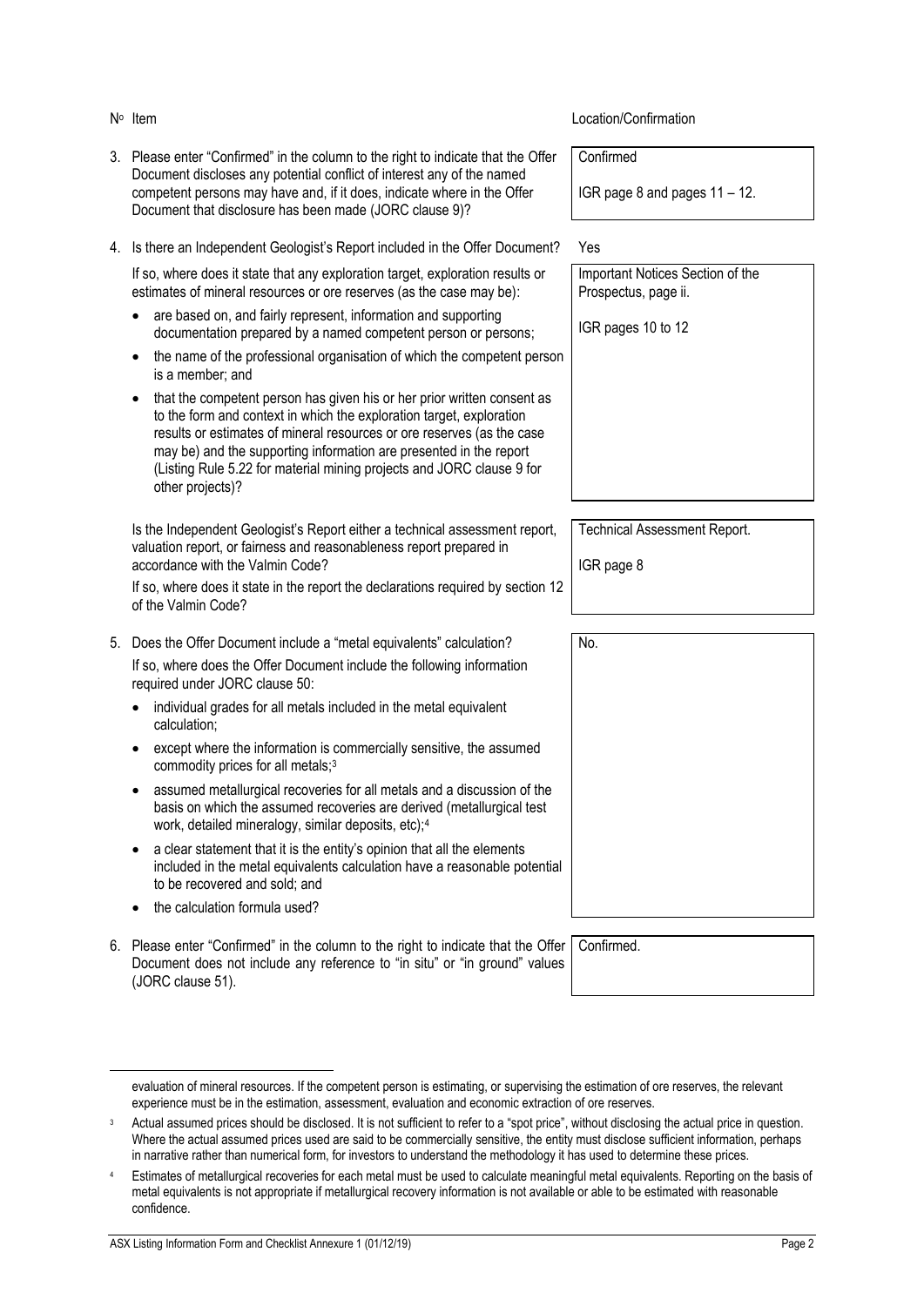| Nº | Item | Location/Confirmation |
| --- | --- | --- |
| 3. | Please enter "Confirmed" in the column to the right to indicate that the Offer Document discloses any potential conflict of interest any of the named competent persons may have and, if it does, indicate where in the Offer Document that disclosure has been made (JORC clause 9)? | Confirmed<br><br>IGR page 8 and pages 11 – 12. |
| 4. | Is there an Independent Geologist's Report included in the Offer Document?<br><br>If so, where does it state that any exploration target, exploration results or estimates of mineral resources or ore reserves (as the case may be):<br>• are based on, and fairly represent, information and supporting documentation prepared by a named competent person or persons;<br>• the name of the professional organisation of which the competent person is a member; and<br>• that the competent person has given his or her prior written consent as to the form and context in which the exploration target, exploration results or estimates of mineral resources or ore reserves (as the case may be) and the supporting information are presented in the report (Listing Rule 5.22 for material mining projects and JORC clause 9 for other projects)? | Yes<br><br>Important Notices Section of the Prospectus, page ii.<br><br>IGR pages 10 to 12 |
| | Is the Independent Geologist's Report either a technical assessment report, valuation report, or fairness and reasonableness report prepared in accordance with the Valmin Code?<br><br>If so, where does it state in the report the declarations required by section 12 of the Valmin Code? | Technical Assessment Report.<br><br>IGR page 8 |
| 5. | Does the Offer Document include a "metal equivalents" calculation?<br><br>If so, where does the Offer Document include the following information required under JORC clause 50:<br>• individual grades for all metals included in the metal equivalent calculation;<br>• except where the information is commercially sensitive, the assumed commodity prices for all metals;[3]<br>• assumed metallurgical recoveries for all metals and a discussion of the basis on which the assumed recoveries are derived (metallurgical test work, detailed mineralogy, similar deposits, etc);[4]<br>• a clear statement that it is the entity's opinion that all the elements included in the metal equivalents calculation have a reasonable potential to be recovered and sold; and<br>• the calculation formula used? | No. |
| 6. | Please enter "Confirmed" in the column to the right to indicate that the Offer Document does not include any reference to "in situ" or "in ground" values (JORC clause 51). | Confirmed. |

evaluation of mineral resources. If the competent person is estimating, or supervising the estimation of ore reserves, the relevant experience must be in the estimation, assessment, evaluation and economic extraction of ore reserves.

[3] Actual assumed prices should be disclosed. It is not sufficient to refer to a "spot price", without disclosing the actual price in question. Where the actual assumed prices used are said to be commercially sensitive, the entity must disclose sufficient information, perhaps in narrative rather than numerical form, for investors to understand the methodology it has used to determine these prices.

[4] Estimates of metallurgical recoveries for each metal must be used to calculate meaningful metal equivalents. Reporting on the basis of metal equivalents is not appropriate if metallurgical recovery information is not available or able to be estimated with reasonable confidence.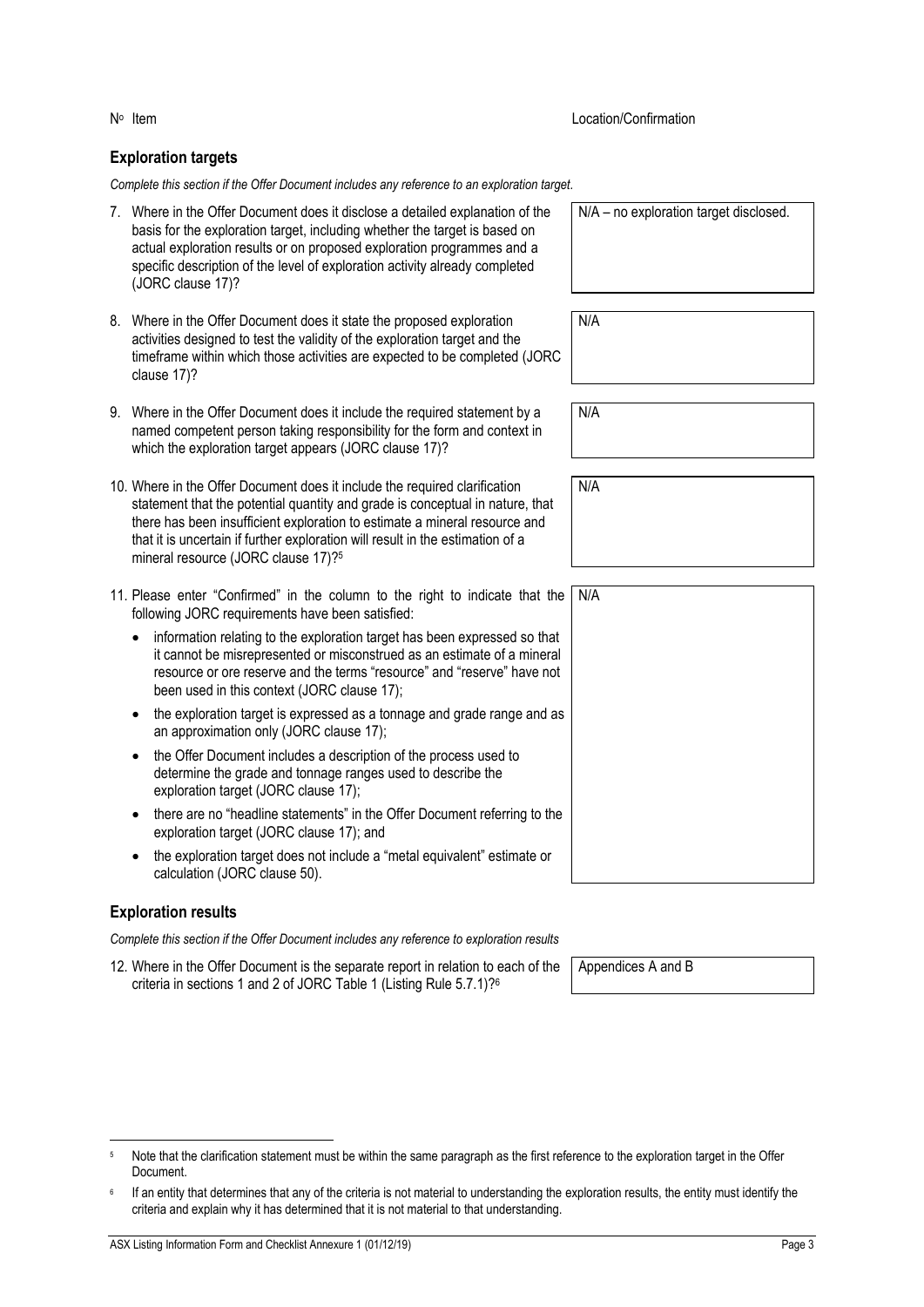| Nº | Item | Location/Confirmation |
|---|---|---|

## Exploration targets

*Complete this section if the Offer Document includes any reference to an exploration target.*

| Nº | Item | Location/Confirmation |
|---|---|---|
| 7. | Where in the Offer Document does it disclose a detailed explanation of the basis for the exploration target, including whether the target is based on actual exploration results or on proposed exploration programmes and a specific description of the level of exploration activity already completed (JORC clause 17)? | N/A – no exploration target disclosed. |
| 8. | Where in the Offer Document does it state the proposed exploration activities designed to test the validity of the exploration target and the timeframe within which those activities are expected to be completed (JORC clause 17)? | N/A |
| 9. | Where in the Offer Document does it include the required statement by a named competent person taking responsibility for the form and context in which the exploration target appears (JORC clause 17)? | N/A |
| 10. | Where in the Offer Document does it include the required clarification statement that the potential quantity and grade is conceptual in nature, that there has been insufficient exploration to estimate a mineral resource and that it is uncertain if further exploration will result in the estimation of a mineral resource (JORC clause 17)?[5] | N/A |
| 11. | Please enter "Confirmed" in the column to the right to indicate that the following JORC requirements have been satisfied:<br>• information relating to the exploration target has been expressed so that it cannot be misrepresented or misconstrued as an estimate of a mineral resource or ore reserve and the terms "resource" and "reserve" have not been used in this context (JORC clause 17);<br>• the exploration target is expressed as a tonnage and grade range and as an approximation only (JORC clause 17);<br>• the Offer Document includes a description of the process used to determine the grade and tonnage ranges used to describe the exploration target (JORC clause 17);<br>• there are no "headline statements" in the Offer Document referring to the exploration target (JORC clause 17); and<br>• the exploration target does not include a "metal equivalent" estimate or calculation (JORC clause 50). | N/A |

## Exploration results

*Complete this section if the Offer Document includes any reference to exploration results*

| Nº | Item | Location/Confirmation |
|---|---|---|
| 12. | Where in the Offer Document is the separate report in relation to each of the criteria in sections 1 and 2 of JORC Table 1 (Listing Rule 5.7.1)?[6] | Appendices A and B |

---

[5] Note that the clarification statement must be within the same paragraph as the first reference to the exploration target in the Offer Document.

[6] If an entity that determines that any of the criteria is not material to understanding the exploration results, the entity must identify the criteria and explain why it has determined that it is not material to that understanding.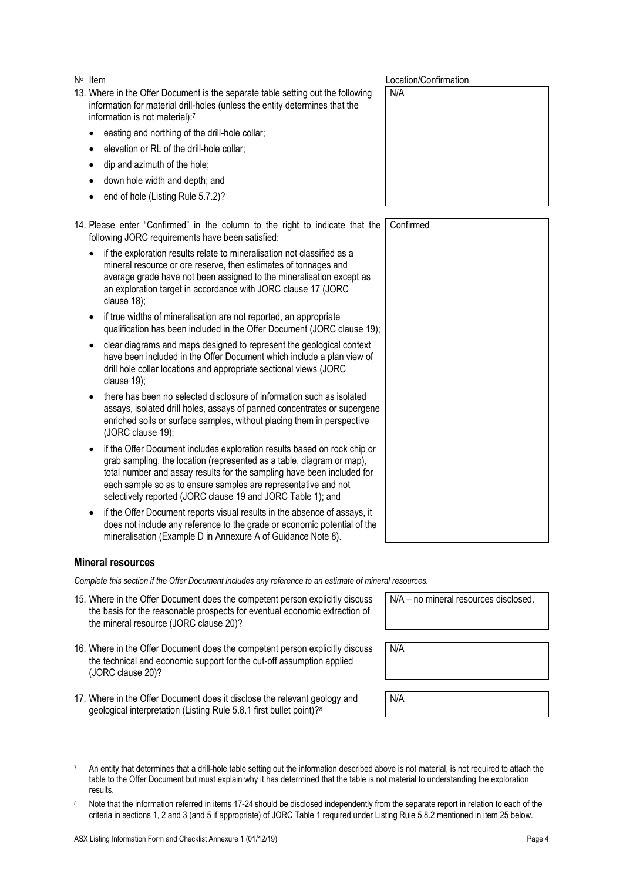| Nº Item | Location/Confirmation |
|---|---|
| 13. Where in the Offer Document is the separate table setting out the following information for material drill-holes (unless the entity determines that the information is not material):[7]<br>• easting and northing of the drill-hole collar;<br>• elevation or RL of the drill-hole collar;<br>• dip and azimuth of the hole;<br>• down hole width and depth; and<br>• end of hole (Listing Rule 5.7.2)? | N/A |
| 14. Please enter "Confirmed" in the column to the right to indicate that the following JORC requirements have been satisfied:<br>• if the exploration results relate to mineralisation not classified as a mineral resource or ore reserve, then estimates of tonnages and average grade have not been assigned to the mineralisation except as an exploration target in accordance with JORC clause 17 (JORC clause 18);<br>• if true widths of mineralisation are not reported, an appropriate qualification has been included in the Offer Document (JORC clause 19);<br>• clear diagrams and maps designed to represent the geological context have been included in the Offer Document which include a plan view of drill hole collar locations and appropriate sectional views (JORC clause 19);<br>• there has been no selected disclosure of information such as isolated assays, isolated drill holes, assays of panned concentrates or supergene enriched soils or surface samples, without placing them in perspective (JORC clause 19);<br>• if the Offer Document includes exploration results based on rock chip or grab sampling, the location (represented as a table, diagram or map), total number and assay results for the sampling have been included for each sample so as to ensure samples are representative and not selectively reported (JORC clause 19 and JORC Table 1); and<br>• if the Offer Document reports visual results in the absence of assays, it does not include any reference to the grade or economic potential of the mineralisation (Example D in Annexure A of Guidance Note 8). | Confirmed |

### Mineral resources

*Complete this section if the Offer Document includes any reference to an estimate of mineral resources.*

| Item | Location/Confirmation |
|---|---|
| 15. Where in the Offer Document does the competent person explicitly discuss the basis for the reasonable prospects for eventual economic extraction of the mineral resource (JORC clause 20)? | N/A – no mineral resources disclosed. |
| 16. Where in the Offer Document does the competent person explicitly discuss the technical and economic support for the cut-off assumption applied (JORC clause 20)? | N/A |
| 17. Where in the Offer Document does it disclose the relevant geology and geological interpretation (Listing Rule 5.8.1 first bullet point)?[8] | N/A |

[7] An entity that determines that a drill-hole table setting out the information described above is not material, is not required to attach the table to the Offer Document but must explain why it has determined that the table is not material to understanding the exploration results.

[8] Note that the information referred in items 17-24 should be disclosed independently from the separate report in relation to each of the criteria in sections 1, 2 and 3 (and 5 if appropriate) of JORC Table 1 required under Listing Rule 5.8.2 mentioned in item 25 below.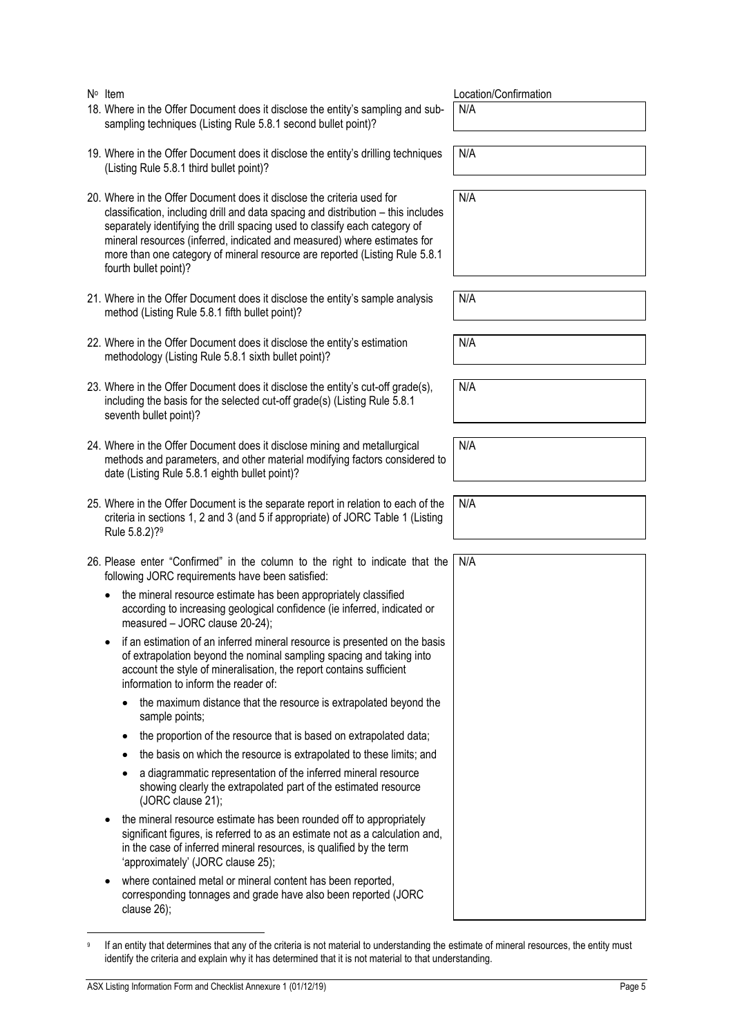| Nº Item | Location/Confirmation |
|---|---|
| 18. Where in the Offer Document does it disclose the entity's sampling and sub-sampling techniques (Listing Rule 5.8.1 second bullet point)? | N/A |
| 19. Where in the Offer Document does it disclose the entity's drilling techniques (Listing Rule 5.8.1 third bullet point)? | N/A |
| 20. Where in the Offer Document does it disclose the criteria used for classification, including drill and data spacing and distribution – this includes separately identifying the drill spacing used to classify each category of mineral resources (inferred, indicated and measured) where estimates for more than one category of mineral resource are reported (Listing Rule 5.8.1 fourth bullet point)? | N/A |
| 21. Where in the Offer Document does it disclose the entity's sample analysis method (Listing Rule 5.8.1 fifth bullet point)? | N/A |
| 22. Where in the Offer Document does it disclose the entity's estimation methodology (Listing Rule 5.8.1 sixth bullet point)? | N/A |
| 23. Where in the Offer Document does it disclose the entity's cut-off grade(s), including the basis for the selected cut-off grade(s) (Listing Rule 5.8.1 seventh bullet point)? | N/A |
| 24. Where in the Offer Document does it disclose mining and metallurgical methods and parameters, and other material modifying factors considered to date (Listing Rule 5.8.1 eighth bullet point)? | N/A |
| 25. Where in the Offer Document is the separate report in relation to each of the criteria in sections 1, 2 and 3 (and 5 if appropriate) of JORC Table 1 (Listing Rule 5.8.2)?[9] | N/A |
| 26. Please enter "Confirmed" in the column to the right to indicate that the following JORC requirements have been satisfied:<br>• the mineral resource estimate has been appropriately classified according to increasing geological confidence (ie inferred, indicated or measured – JORC clause 20-24);<br>• if an estimation of an inferred mineral resource is presented on the basis of extrapolation beyond the nominal sampling spacing and taking into account the style of mineralisation, the report contains sufficient information to inform the reader of:<br>  • the maximum distance that the resource is extrapolated beyond the sample points;<br>  • the proportion of the resource that is based on extrapolated data;<br>  • the basis on which the resource is extrapolated to these limits; and<br>  • a diagrammatic representation of the inferred mineral resource showing clearly the extrapolated part of the estimated resource (JORC clause 21);<br>• the mineral resource estimate has been rounded off to appropriately significant figures, is referred to as an estimate not as a calculation and, in the case of inferred mineral resources, is qualified by the term 'approximately' (JORC clause 25);<br>• where contained metal or mineral content has been reported, corresponding tonnages and grade have also been reported (JORC clause 26); | N/A |

[9] If an entity that determines that any of the criteria is not material to understanding the estimate of mineral resources, the entity must identify the criteria and explain why it has determined that it is not material to that understanding.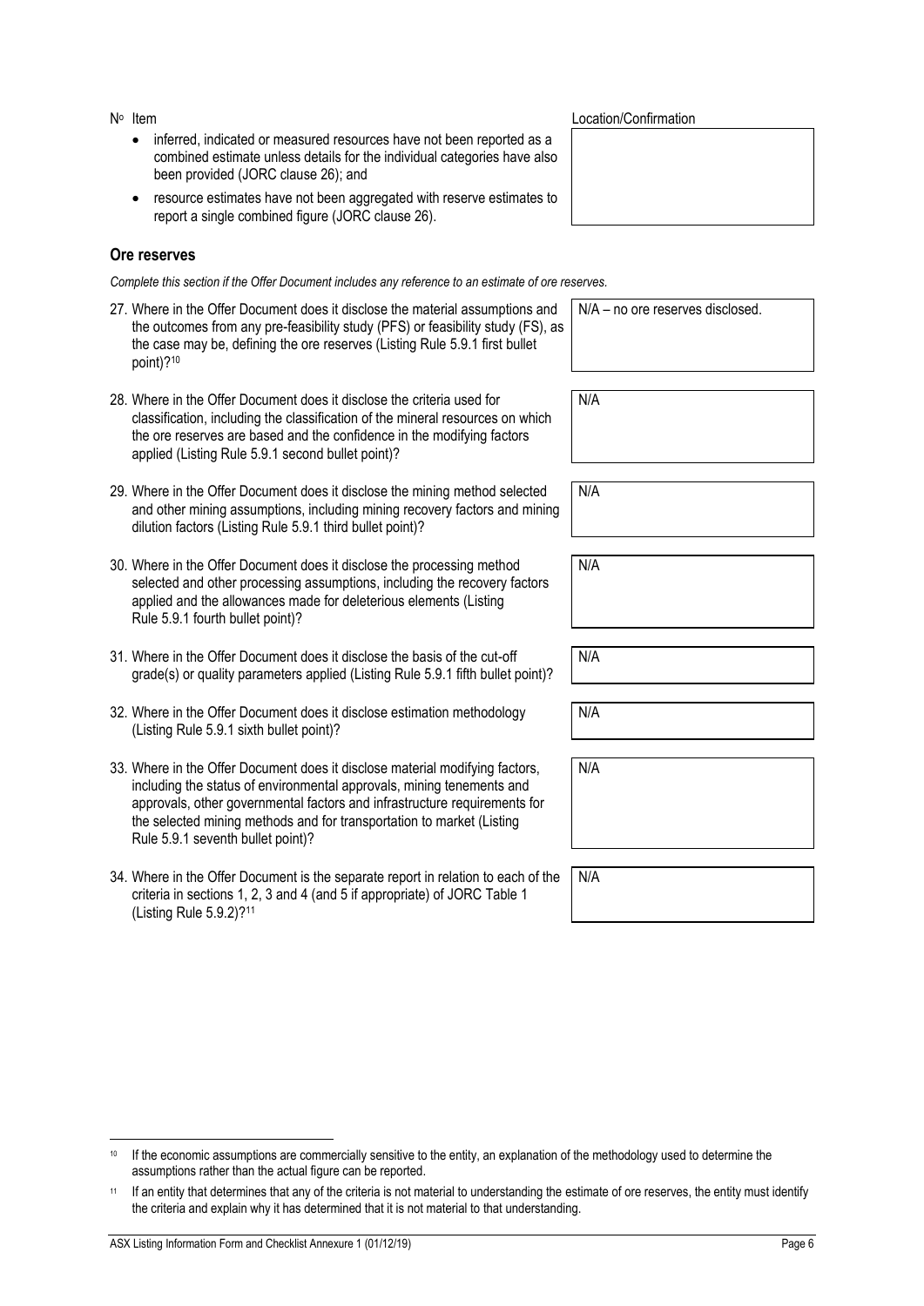| Nº Item | Location/Confirmation |
|---|---|
| • inferred, indicated or measured resources have not been reported as a combined estimate unless details for the individual categories have also been provided (JORC clause 26); and<br>• resource estimates have not been aggregated with reserve estimates to report a single combined figure (JORC clause 26). | |

## Ore reserves

*Complete this section if the Offer Document includes any reference to an estimate of ore reserves.*

| Nº Item | Location/Confirmation |
|---|---|
| 27. Where in the Offer Document does it disclose the material assumptions and the outcomes from any pre-feasibility study (PFS) or feasibility study (FS), as the case may be, defining the ore reserves (Listing Rule 5.9.1 first bullet point)?[10] | N/A – no ore reserves disclosed. |
| 28. Where in the Offer Document does it disclose the criteria used for classification, including the classification of the mineral resources on which the ore reserves are based and the confidence in the modifying factors applied (Listing Rule 5.9.1 second bullet point)? | N/A |
| 29. Where in the Offer Document does it disclose the mining method selected and other mining assumptions, including mining recovery factors and mining dilution factors (Listing Rule 5.9.1 third bullet point)? | N/A |
| 30. Where in the Offer Document does it disclose the processing method selected and other processing assumptions, including the recovery factors applied and the allowances made for deleterious elements (Listing Rule 5.9.1 fourth bullet point)? | N/A |
| 31. Where in the Offer Document does it disclose the basis of the cut-off grade(s) or quality parameters applied (Listing Rule 5.9.1 fifth bullet point)? | N/A |
| 32. Where in the Offer Document does it disclose estimation methodology (Listing Rule 5.9.1 sixth bullet point)? | N/A |
| 33. Where in the Offer Document does it disclose material modifying factors, including the status of environmental approvals, mining tenements and approvals, other governmental factors and infrastructure requirements for the selected mining methods and for transportation to market (Listing Rule 5.9.1 seventh bullet point)? | N/A |
| 34. Where in the Offer Document is the separate report in relation to each of the criteria in sections 1, 2, 3 and 4 (and 5 if appropriate) of JORC Table 1 (Listing Rule 5.9.2)?[11] | N/A |

---

[10] If the economic assumptions are commercially sensitive to the entity, an explanation of the methodology used to determine the assumptions rather than the actual figure can be reported.

[11] If an entity that determines that any of the criteria is not material to understanding the estimate of ore reserves, the entity must identify the criteria and explain why it has determined that it is not material to that understanding.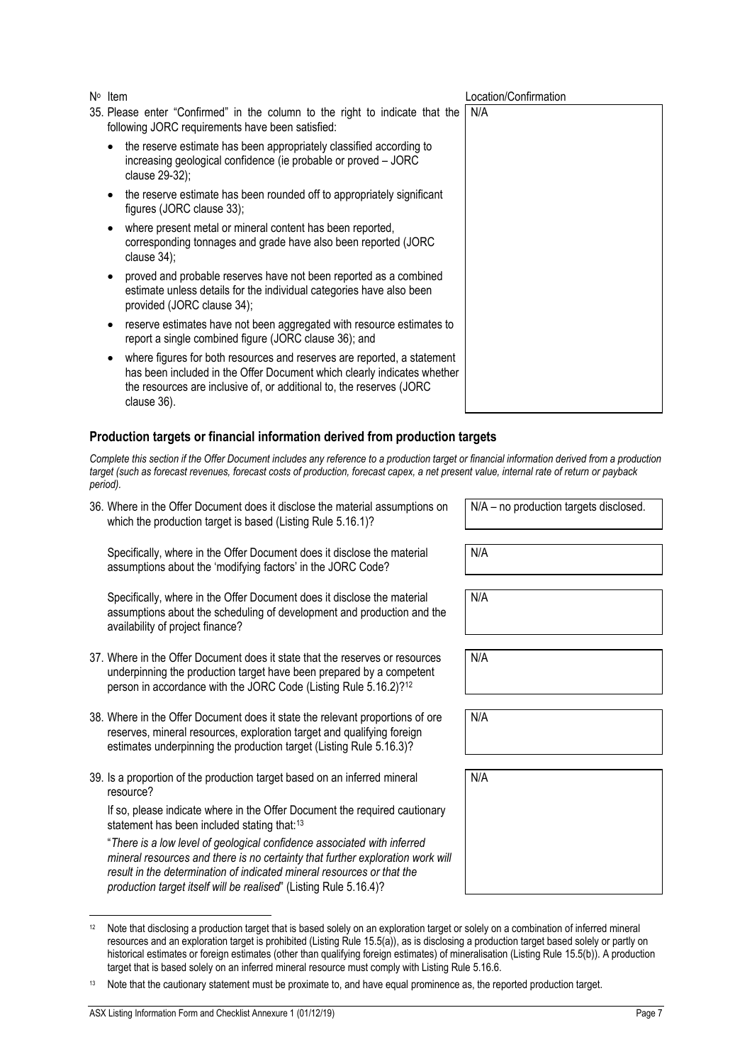| Nº | Item | Location/Confirmation |
|---|---|---|
| 35. | Please enter "Confirmed" in the column to the right to indicate that the following JORC requirements have been satisfied:<br>• the reserve estimate has been appropriately classified according to increasing geological confidence (ie probable or proved – JORC clause 29-32);<br>• the reserve estimate has been rounded off to appropriately significant figures (JORC clause 33);<br>• where present metal or mineral content has been reported, corresponding tonnages and grade have also been reported (JORC clause 34);<br>• proved and probable reserves have not been reported as a combined estimate unless details for the individual categories have also been provided (JORC clause 34);<br>• reserve estimates have not been aggregated with resource estimates to report a single combined figure (JORC clause 36); and<br>• where figures for both resources and reserves are reported, a statement has been included in the Offer Document which clearly indicates whether the resources are inclusive of, or additional to, the reserves (JORC clause 36). | N/A |

### Production targets or financial information derived from production targets

*Complete this section if the Offer Document includes any reference to a production target or financial information derived from a production target (such as forecast revenues, forecast costs of production, forecast capex, a net present value, internal rate of return or payback period).*

| Nº | Item | Location/Confirmation |
|---|---|---|
| 36. | Where in the Offer Document does it disclose the material assumptions on which the production target is based (Listing Rule 5.16.1)? | N/A – no production targets disclosed. |
| | Specifically, where in the Offer Document does it disclose the material assumptions about the 'modifying factors' in the JORC Code? | N/A |
| | Specifically, where in the Offer Document does it disclose the material assumptions about the scheduling of development and production and the availability of project finance? | N/A |
| 37. | Where in the Offer Document does it state that the reserves or resources underpinning the production target have been prepared by a competent person in accordance with the JORC Code (Listing Rule 5.16.2)?[12] | N/A |
| 38. | Where in the Offer Document does it state the relevant proportions of ore reserves, mineral resources, exploration target and qualifying foreign estimates underpinning the production target (Listing Rule 5.16.3)? | N/A |
| 39. | Is a proportion of the production target based on an inferred mineral resource?<br>If so, please indicate where in the Offer Document the required cautionary statement has been included stating that:[13]<br>"*There is a low level of geological confidence associated with inferred mineral resources and there is no certainty that further exploration work will result in the determination of indicated mineral resources or that the production target itself will be realised*" (Listing Rule 5.16.4)? | N/A |

[12] Note that disclosing a production target that is based solely on an exploration target or solely on a combination of inferred mineral resources and an exploration target is prohibited (Listing Rule 15.5(a)), as is disclosing a production target based solely or partly on historical estimates or foreign estimates (other than qualifying foreign estimates) of mineralisation (Listing Rule 15.5(b)). A production target that is based solely on an inferred mineral resource must comply with Listing Rule 5.16.6.

[13] Note that the cautionary statement must be proximate to, and have equal prominence as, the reported production target.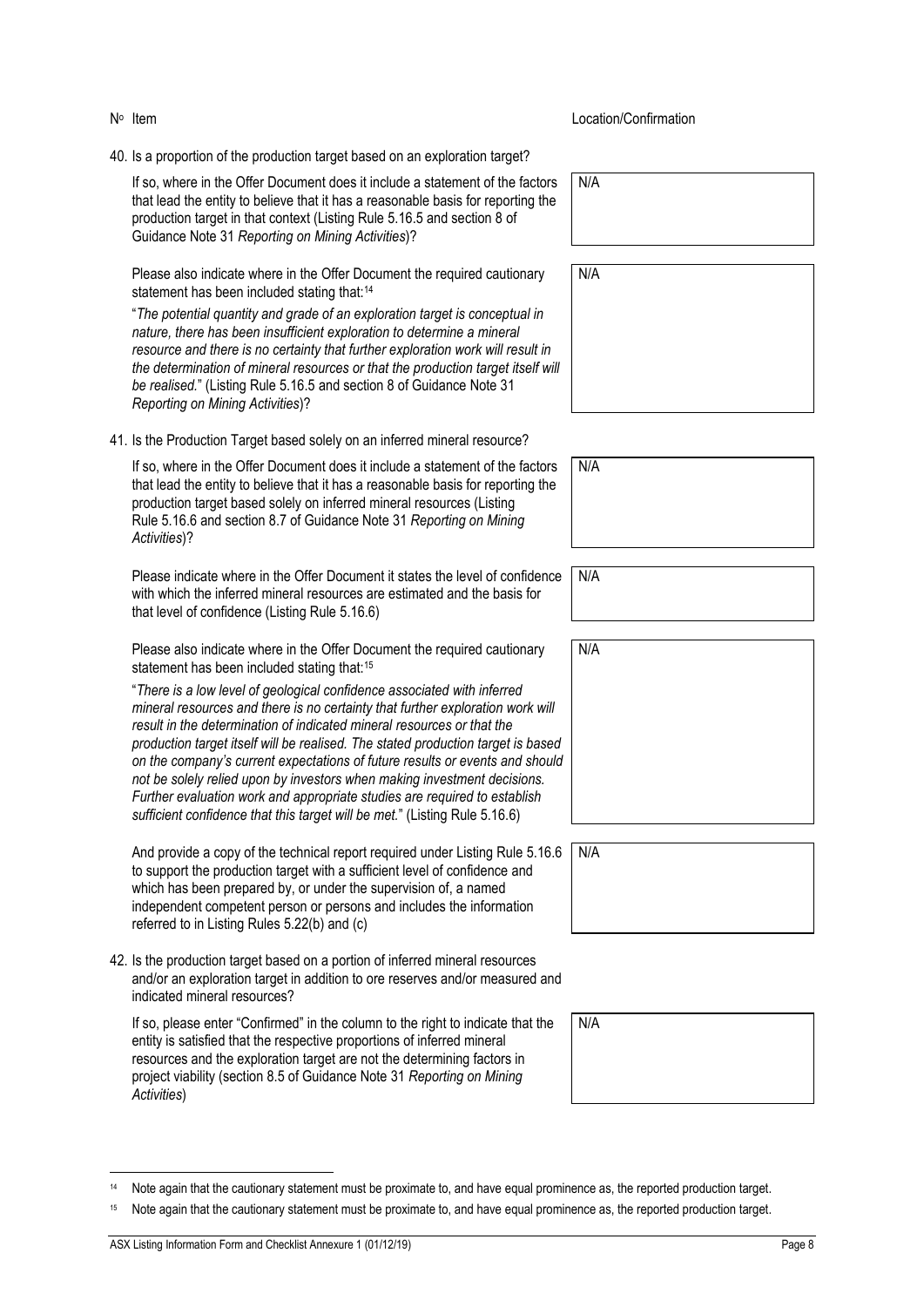| Nº | Item | Location/Confirmation |
|---|---|---|
| 40. | Is a proportion of the production target based on an exploration target? | |
| | If so, where in the Offer Document does it include a statement of the factors that lead the entity to believe that it has a reasonable basis for reporting the production target in that context (Listing Rule 5.16.5 and section 8 of Guidance Note 31 *Reporting on Mining Activities*)? | N/A |
| | Please also indicate where in the Offer Document the required cautionary statement has been included stating that:[14] "*The potential quantity and grade of an exploration target is conceptual in nature, there has been insufficient exploration to determine a mineral resource and there is no certainty that further exploration work will result in the determination of mineral resources or that the production target itself will be realised.*" (Listing Rule 5.16.5 and section 8 of Guidance Note 31 *Reporting on Mining Activities*)? | N/A |
| 41. | Is the Production Target based solely on an inferred mineral resource? | |
| | If so, where in the Offer Document does it include a statement of the factors that lead the entity to believe that it has a reasonable basis for reporting the production target based solely on inferred mineral resources (Listing Rule 5.16.6 and section 8.7 of Guidance Note 31 *Reporting on Mining Activities*)? | N/A |
| | Please indicate where in the Offer Document it states the level of confidence with which the inferred mineral resources are estimated and the basis for that level of confidence (Listing Rule 5.16.6) | N/A |
| | Please also indicate where in the Offer Document the required cautionary statement has been included stating that:[15] "*There is a low level of geological confidence associated with inferred mineral resources and there is no certainty that further exploration work will result in the determination of indicated mineral resources or that the production target itself will be realised. The stated production target is based on the company's current expectations of future results or events and should not be solely relied upon by investors when making investment decisions. Further evaluation work and appropriate studies are required to establish sufficient confidence that this target will be met.*" (Listing Rule 5.16.6) | N/A |
| | And provide a copy of the technical report required under Listing Rule 5.16.6 to support the production target with a sufficient level of confidence and which has been prepared by, or under the supervision of, a named independent competent person or persons and includes the information referred to in Listing Rules 5.22(b) and (c) | N/A |
| 42. | Is the production target based on a portion of inferred mineral resources and/or an exploration target in addition to ore reserves and/or measured and indicated mineral resources? | |
| | If so, please enter "Confirmed" in the column to the right to indicate that the entity is satisfied that the respective proportions of inferred mineral resources and the exploration target are not the determining factors in project viability (section 8.5 of Guidance Note 31 *Reporting on Mining Activities*) | N/A |

[14] Note again that the cautionary statement must be proximate to, and have equal prominence as, the reported production target.

[15] Note again that the cautionary statement must be proximate to, and have equal prominence as, the reported production target.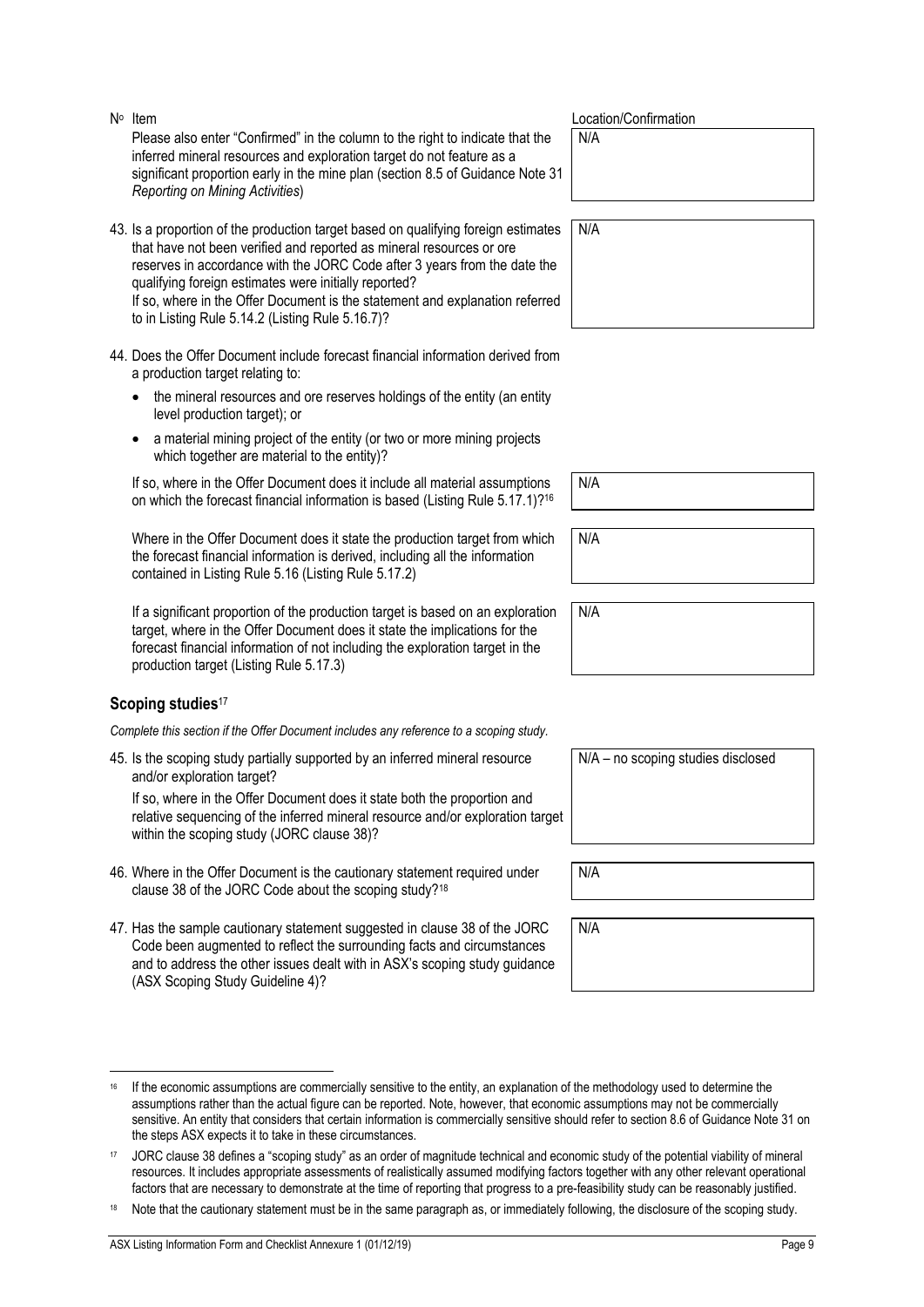| Nº Item | Location/Confirmation |
|---|---|
| Please also enter "Confirmed" in the column to the right to indicate that the inferred mineral resources and exploration target do not feature as a significant proportion early in the mine plan (section 8.5 of Guidance Note 31 *Reporting on Mining Activities*) | N/A |
| 43. Is a proportion of the production target based on qualifying foreign estimates that have not been verified and reported as mineral resources or ore reserves in accordance with the JORC Code after 3 years from the date the qualifying foreign estimates were initially reported?<br>If so, where in the Offer Document is the statement and explanation referred to in Listing Rule 5.14.2 (Listing Rule 5.16.7)? | N/A |
| 44. Does the Offer Document include forecast financial information derived from a production target relating to:<br>• the mineral resources and ore reserves holdings of the entity (an entity level production target); or<br>• a material mining project of the entity (or two or more mining projects which together are material to the entity)? | |
| If so, where in the Offer Document does it include all material assumptions on which the forecast financial information is based (Listing Rule 5.17.1)?[16] | N/A |
| Where in the Offer Document does it state the production target from which the forecast financial information is derived, including all the information contained in Listing Rule 5.16 (Listing Rule 5.17.2) | N/A |
| If a significant proportion of the production target is based on an exploration target, where in the Offer Document does it state the implications for the forecast financial information of not including the exploration target in the production target (Listing Rule 5.17.3) | N/A |

## Scoping studies[17]

*Complete this section if the Offer Document includes any reference to a scoping study.*

| Item | Location/Confirmation |
|---|---|
| 45. Is the scoping study partially supported by an inferred mineral resource and/or exploration target?<br>If so, where in the Offer Document does it state both the proportion and relative sequencing of the inferred mineral resource and/or exploration target within the scoping study (JORC clause 38)? | N/A – no scoping studies disclosed |
| 46. Where in the Offer Document is the cautionary statement required under clause 38 of the JORC Code about the scoping study?[18] | N/A |
| 47. Has the sample cautionary statement suggested in clause 38 of the JORC Code been augmented to reflect the surrounding facts and circumstances and to address the other issues dealt with in ASX's scoping study guidance (ASX Scoping Study Guideline 4)? | N/A |

[16] If the economic assumptions are commercially sensitive to the entity, an explanation of the methodology used to determine the assumptions rather than the actual figure can be reported. Note, however, that economic assumptions may not be commercially sensitive. An entity that considers that certain information is commercially sensitive should refer to section 8.6 of Guidance Note 31 on the steps ASX expects it to take in these circumstances.

[17] JORC clause 38 defines a "scoping study" as an order of magnitude technical and economic study of the potential viability of mineral resources. It includes appropriate assessments of realistically assumed modifying factors together with any other relevant operational factors that are necessary to demonstrate at the time of reporting that progress to a pre-feasibility study can be reasonably justified.

[18] Note that the cautionary statement must be in the same paragraph as, or immediately following, the disclosure of the scoping study.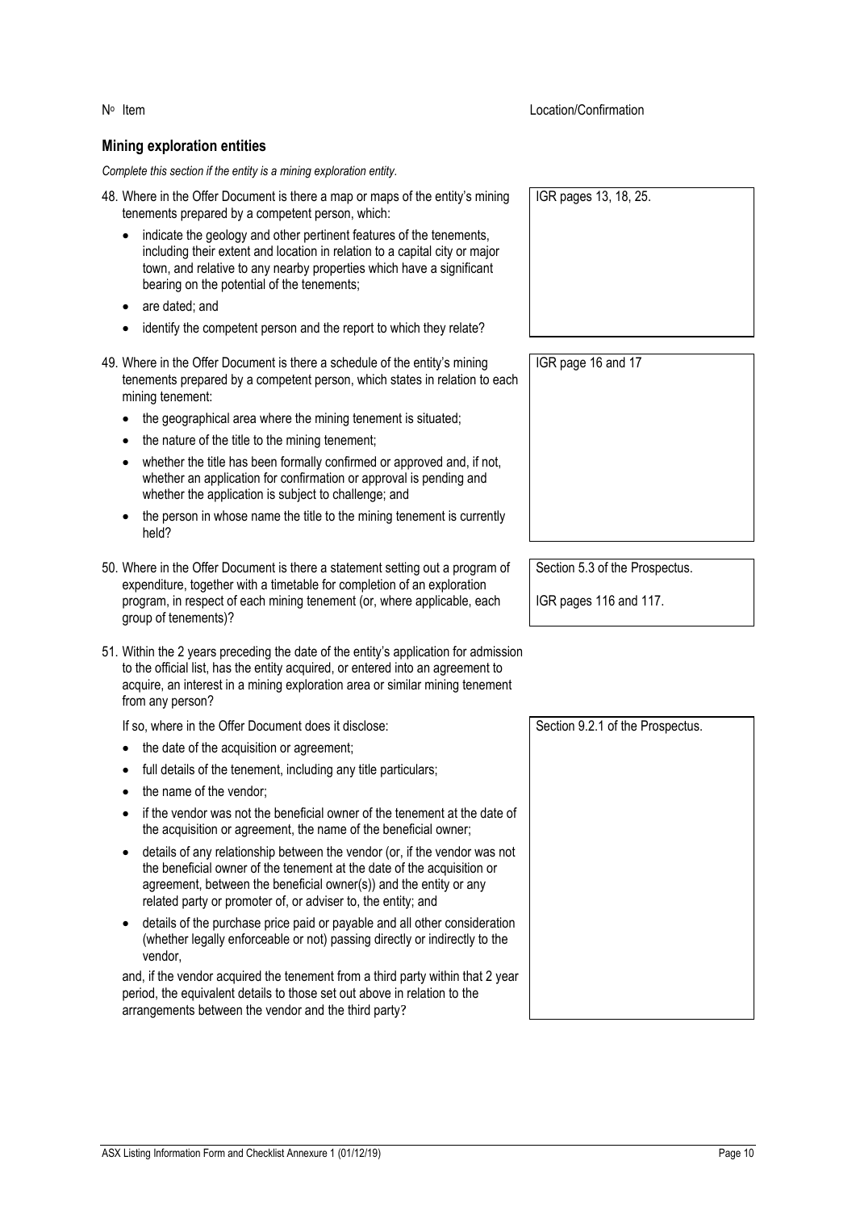| Nº Item | Location/Confirmation |
|---|---|

## Mining exploration entities

*Complete this section if the entity is a mining exploration entity.*

| Nº Item | Location/Confirmation |
|---|---|
| 48. Where in the Offer Document is there a map or maps of the entity's mining tenements prepared by a competent person, which:<br>• indicate the geology and other pertinent features of the tenements, including their extent and location in relation to a capital city or major town, and relative to any nearby properties which have a significant bearing on the potential of the tenements;<br>• are dated; and<br>• identify the competent person and the report to which they relate? | IGR pages 13, 18, 25. |
| 49. Where in the Offer Document is there a schedule of the entity's mining tenements prepared by a competent person, which states in relation to each mining tenement:<br>• the geographical area where the mining tenement is situated;<br>• the nature of the title to the mining tenement;<br>• whether the title has been formally confirmed or approved and, if not, whether an application for confirmation or approval is pending and whether the application is subject to challenge; and<br>• the person in whose name the title to the mining tenement is currently held? | IGR page 16 and 17 |
| 50. Where in the Offer Document is there a statement setting out a program of expenditure, together with a timetable for completion of an exploration program, in respect of each mining tenement (or, where applicable, each group of tenements)? | Section 5.3 of the Prospectus.<br><br>IGR pages 116 and 117. |
| 51. Within the 2 years preceding the date of the entity's application for admission to the official list, has the entity acquired, or entered into an agreement to acquire, an interest in a mining exploration area or similar mining tenement from any person?<br><br>If so, where in the Offer Document does it disclose:<br>• the date of the acquisition or agreement;<br>• full details of the tenement, including any title particulars;<br>• the name of the vendor;<br>• if the vendor was not the beneficial owner of the tenement at the date of the acquisition or agreement, the name of the beneficial owner;<br>• details of any relationship between the vendor (or, if the vendor was not the beneficial owner of the tenement at the date of the acquisition or agreement, between the beneficial owner(s)) and the entity or any related party or promoter of, or adviser to, the entity; and<br>• details of the purchase price paid or payable and all other consideration (whether legally enforceable or not) passing directly or indirectly to the vendor,<br><br>and, if the vendor acquired the tenement from a third party within that 2 year period, the equivalent details to those set out above in relation to the arrangements between the vendor and the third party? | Section 9.2.1 of the Prospectus. |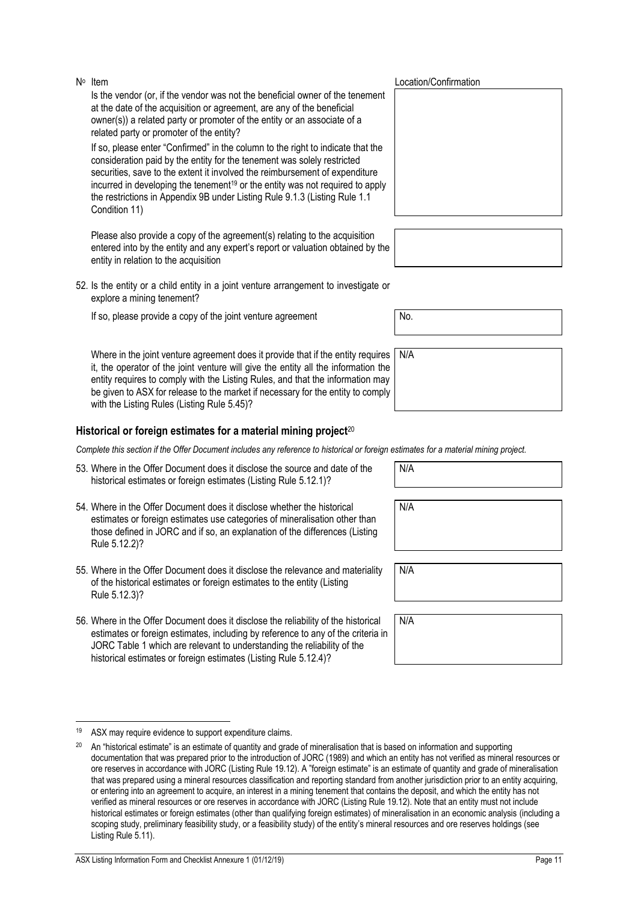| Nº | Item | Location/Confirmation |
|---|---|---|
| | Is the vendor (or, if the vendor was not the beneficial owner of the tenement at the date of the acquisition or agreement, are any of the beneficial owner(s)) a related party or promoter of the entity or an associate of a related party or promoter of the entity?<br><br>If so, please enter "Confirmed" in the column to the right to indicate that the consideration paid by the entity for the tenement was solely restricted securities, save to the extent it involved the reimbursement of expenditure incurred in developing the tenement[19] or the entity was not required to apply the restrictions in Appendix 9B under Listing Rule 9.1.3 (Listing Rule 1.1 Condition 11) | |
| | Please also provide a copy of the agreement(s) relating to the acquisition entered into by the entity and any expert's report or valuation obtained by the entity in relation to the acquisition | |
| 52. | Is the entity or a child entity in a joint venture arrangement to investigate or explore a mining tenement?<br><br>If so, please provide a copy of the joint venture agreement | No. |
| | Where in the joint venture agreement does it provide that if the entity requires it, the operator of the joint venture will give the entity all the information the entity requires to comply with the Listing Rules, and that the information may be given to ASX for release to the market if necessary for the entity to comply with the Listing Rules (Listing Rule 5.45)? | N/A |

### Historical or foreign estimates for a material mining project[20]

*Complete this section if the Offer Document includes any reference to historical or foreign estimates for a material mining project.*

| Nº | Item | Location/Confirmation |
|---|---|---|
| 53. | Where in the Offer Document does it disclose the source and date of the historical estimates or foreign estimates (Listing Rule 5.12.1)? | N/A |
| 54. | Where in the Offer Document does it disclose whether the historical estimates or foreign estimates use categories of mineralisation other than those defined in JORC and if so, an explanation of the differences (Listing Rule 5.12.2)? | N/A |
| 55. | Where in the Offer Document does it disclose the relevance and materiality of the historical estimates or foreign estimates to the entity (Listing Rule 5.12.3)? | N/A |
| 56. | Where in the Offer Document does it disclose the reliability of the historical estimates or foreign estimates, including by reference to any of the criteria in JORC Table 1 which are relevant to understanding the reliability of the historical estimates or foreign estimates (Listing Rule 5.12.4)? | N/A |

---

[19] ASX may require evidence to support expenditure claims.

[20] An "historical estimate" is an estimate of quantity and grade of mineralisation that is based on information and supporting documentation that was prepared prior to the introduction of JORC (1989) and which an entity has not verified as mineral resources or ore reserves in accordance with JORC (Listing Rule 19.12). A "foreign estimate" is an estimate of quantity and grade of mineralisation that was prepared using a mineral resources classification and reporting standard from another jurisdiction prior to an entity acquiring, or entering into an agreement to acquire, an interest in a mining tenement that contains the deposit, and which the entity has not verified as mineral resources or ore reserves in accordance with JORC (Listing Rule 19.12). Note that an entity must not include historical estimates or foreign estimates (other than qualifying foreign estimates) of mineralisation in an economic analysis (including a scoping study, preliminary feasibility study, or a feasibility study) of the entity's mineral resources and ore reserves holdings (see Listing Rule 5.11).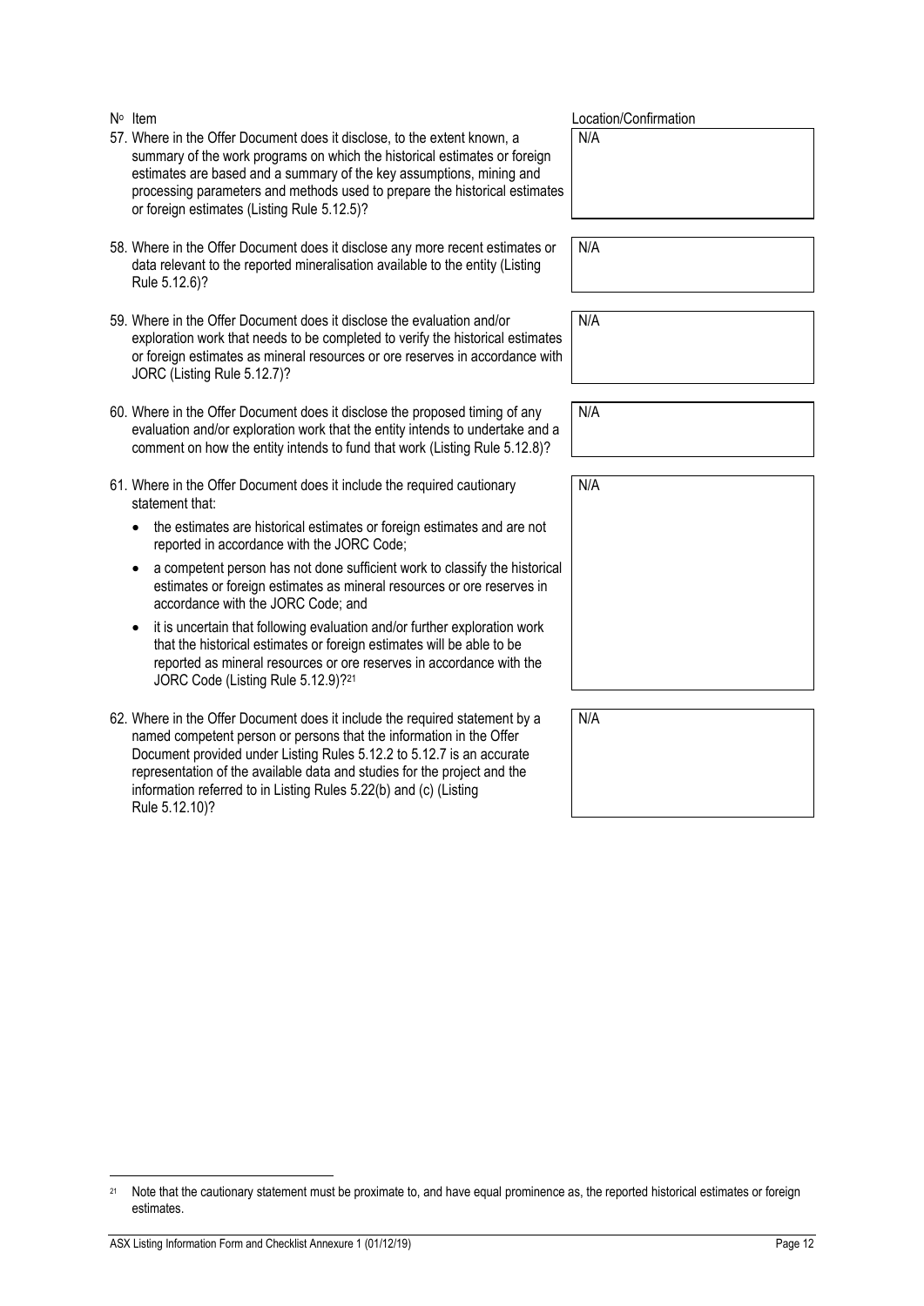| Nº Item | Location/Confirmation |
|---|---|
| 57. Where in the Offer Document does it disclose, to the extent known, a summary of the work programs on which the historical estimates or foreign estimates are based and a summary of the key assumptions, mining and processing parameters and methods used to prepare the historical estimates or foreign estimates (Listing Rule 5.12.5)? | N/A |
| 58. Where in the Offer Document does it disclose any more recent estimates or data relevant to the reported mineralisation available to the entity (Listing Rule 5.12.6)? | N/A |
| 59. Where in the Offer Document does it disclose the evaluation and/or exploration work that needs to be completed to verify the historical estimates or foreign estimates as mineral resources or ore reserves in accordance with JORC (Listing Rule 5.12.7)? | N/A |
| 60. Where in the Offer Document does it disclose the proposed timing of any evaluation and/or exploration work that the entity intends to undertake and a comment on how the entity intends to fund that work (Listing Rule 5.12.8)? | N/A |
| 61. Where in the Offer Document does it include the required cautionary statement that:<br>• the estimates are historical estimates or foreign estimates and are not reported in accordance with the JORC Code;<br>• a competent person has not done sufficient work to classify the historical estimates or foreign estimates as mineral resources or ore reserves in accordance with the JORC Code; and<br>• it is uncertain that following evaluation and/or further exploration work that the historical estimates or foreign estimates will be able to be reported as mineral resources or ore reserves in accordance with the JORC Code (Listing Rule 5.12.9)?[21] | N/A |
| 62. Where in the Offer Document does it include the required statement by a named competent person or persons that the information in the Offer Document provided under Listing Rules 5.12.2 to 5.12.7 is an accurate representation of the available data and studies for the project and the information referred to in Listing Rules 5.22(b) and (c) (Listing Rule 5.12.10)? | N/A |

[21] Note that the cautionary statement must be proximate to, and have equal prominence as, the reported historical estimates or foreign estimates.